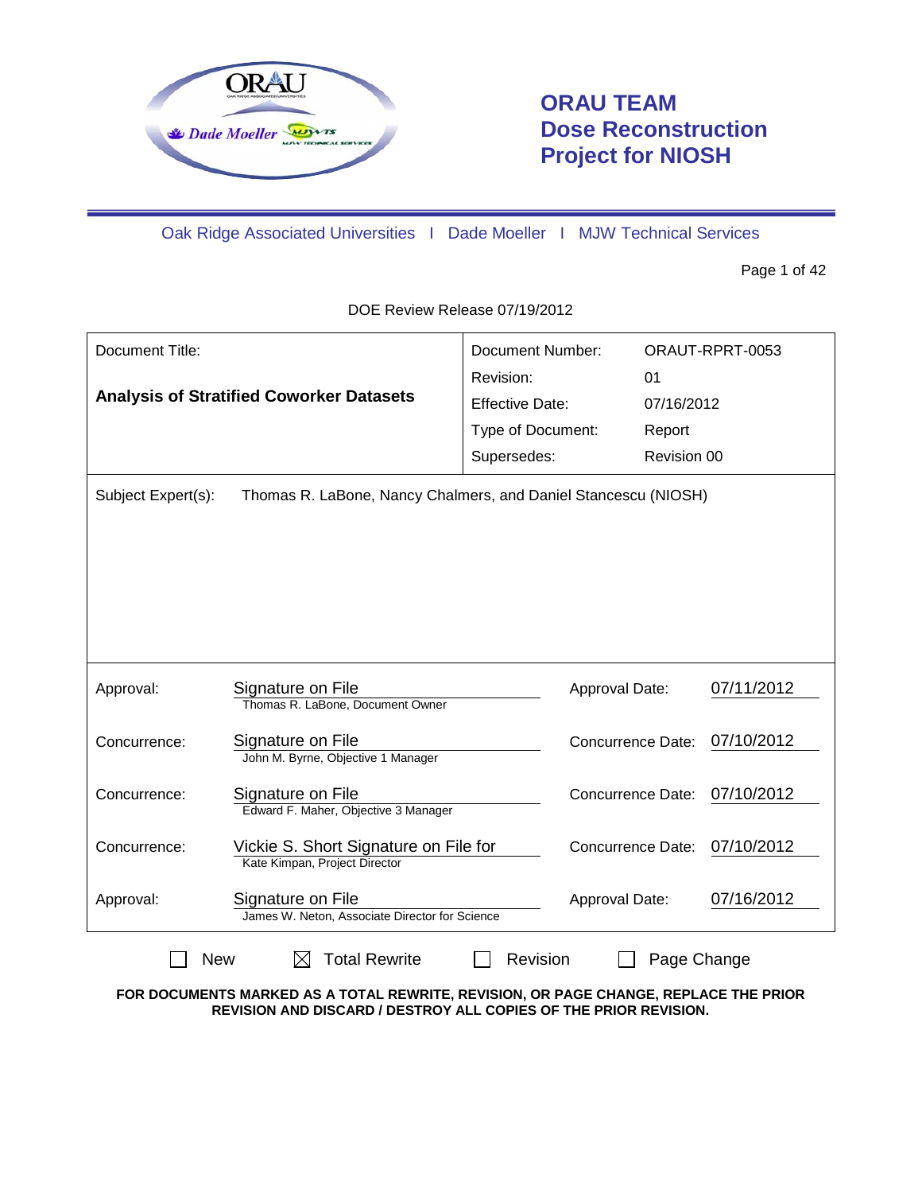# ORAU TEAM Dose Reconstruction Project for NIOSH

Oak Ridge Associated Universities I Dade Moeller I MJW Technical Services

DOE Review Release 07/19/2012

| Document Title: | | Document Number: | ORAUT-RPRT-0053 |
|---|---|---|---|
| **Analysis of Stratified Coworker Datasets** | | Revision: | 01 |
| | | Effective Date: | 07/16/2012 |
| | | Type of Document: | Report |
| | | Supersedes: | Revision 00 |

Subject Expert(s): Thomas R. LaBone, Nancy Chalmers, and Daniel Stancescu (NIOSH)

| | | | |
|---|---|---|---|
| Approval: | Signature on File<br>Thomas R. LaBone, Document Owner | Approval Date: | 07/11/2012 |
| Concurrence: | Signature on File<br>John M. Byrne, Objective 1 Manager | Concurrence Date: | 07/10/2012 |
| Concurrence: | Signature on File<br>Edward F. Maher, Objective 3 Manager | Concurrence Date: | 07/10/2012 |
| Concurrence: | Vickie S. Short Signature on File for<br>Kate Kimpan, Project Director | Concurrence Date: | 07/10/2012 |
| Approval: | Signature on File<br>James W. Neton, Associate Director for Science | Approval Date: | 07/16/2012 |

☐ New ☒ Total Rewrite ☐ Revision ☐ Page Change

**FOR DOCUMENTS MARKED AS A TOTAL REWRITE, REVISION, OR PAGE CHANGE, REPLACE THE PRIOR REVISION AND DISCARD / DESTROY ALL COPIES OF THE PRIOR REVISION.**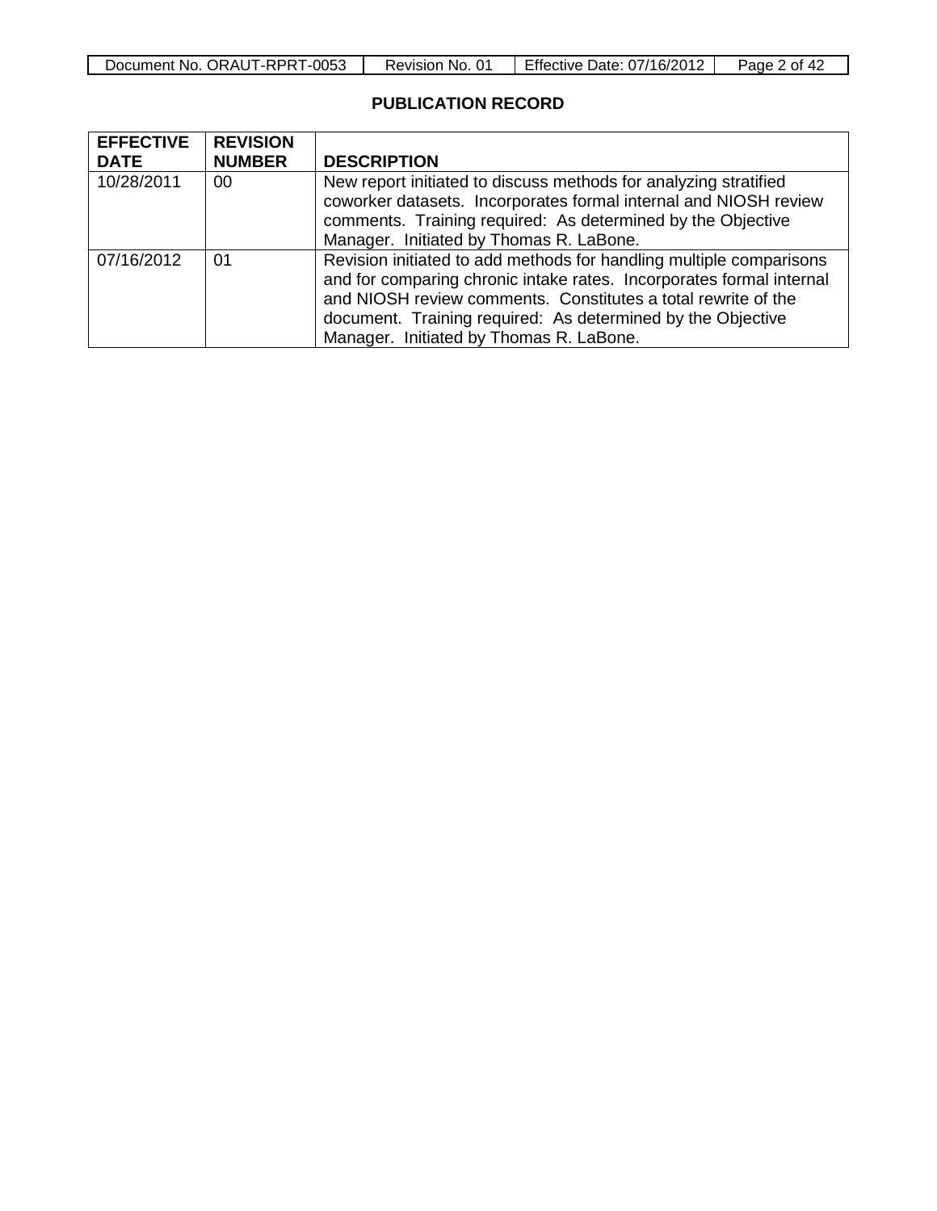## PUBLICATION RECORD

| EFFECTIVE DATE | REVISION NUMBER | DESCRIPTION |
|---|---|---|
| 10/28/2011 | 00 | New report initiated to discuss methods for analyzing stratified coworker datasets. Incorporates formal internal and NIOSH review comments. Training required: As determined by the Objective Manager. Initiated by Thomas R. LaBone. |
| 07/16/2012 | 01 | Revision initiated to add methods for handling multiple comparisons and for comparing chronic intake rates. Incorporates formal internal and NIOSH review comments. Constitutes a total rewrite of the document. Training required: As determined by the Objective Manager. Initiated by Thomas R. LaBone. |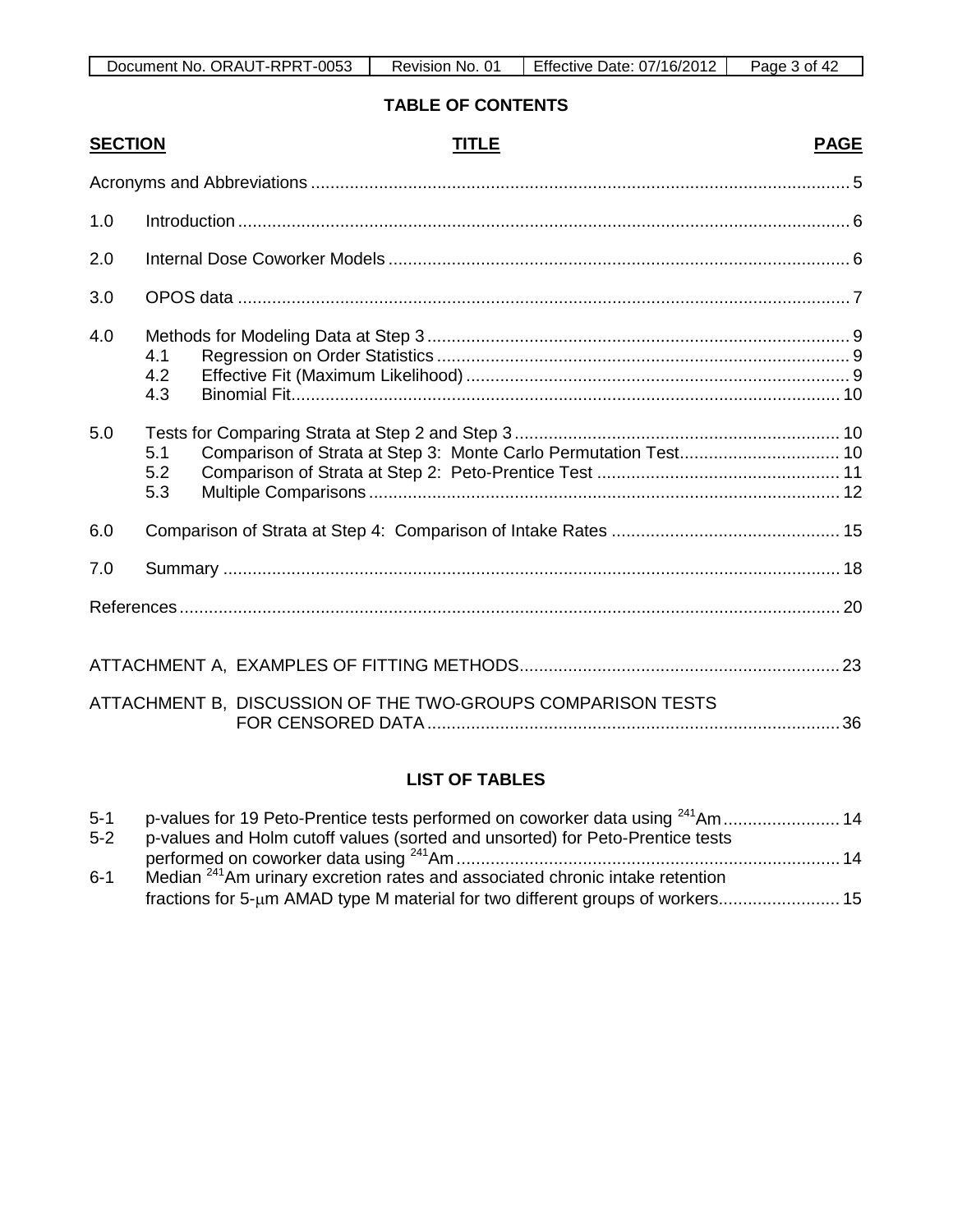## TABLE OF CONTENTS

| SECTION | TITLE | PAGE |
|---|---|---|
| | Acronyms and Abbreviations | 5 |
| 1.0 | Introduction | 6 |
| 2.0 | Internal Dose Coworker Models | 6 |
| 3.0 | OPOS data | 7 |
| 4.0 | Methods for Modeling Data at Step 3 | 9 |
| 4.1 | Regression on Order Statistics | 9 |
| 4.2 | Effective Fit (Maximum Likelihood) | 9 |
| 4.3 | Binomial Fit | 10 |
| 5.0 | Tests for Comparing Strata at Step 2 and Step 3 | 10 |
| 5.1 | Comparison of Strata at Step 3: Monte Carlo Permutation Test | 10 |
| 5.2 | Comparison of Strata at Step 2: Peto-Prentice Test | 11 |
| 5.3 | Multiple Comparisons | 12 |
| 6.0 | Comparison of Strata at Step 4: Comparison of Intake Rates | 15 |
| 7.0 | Summary | 18 |
| | References | 20 |
| | ATTACHMENT A, EXAMPLES OF FITTING METHODS | 23 |
| | ATTACHMENT B, DISCUSSION OF THE TWO-GROUPS COMPARISON TESTS FOR CENSORED DATA | 36 |

## LIST OF TABLES

| | | |
|---|---|---|
| 5-1 | p-values for 19 Peto-Prentice tests performed on coworker data using $^{241}$Am | 14 |
| 5-2 | p-values and Holm cutoff values (sorted and unsorted) for Peto-Prentice tests performed on coworker data using $^{241}$Am | 14 |
| 6-1 | Median $^{241}$Am urinary excretion rates and associated chronic intake retention fractions for 5-μm AMAD type M material for two different groups of workers | 15 |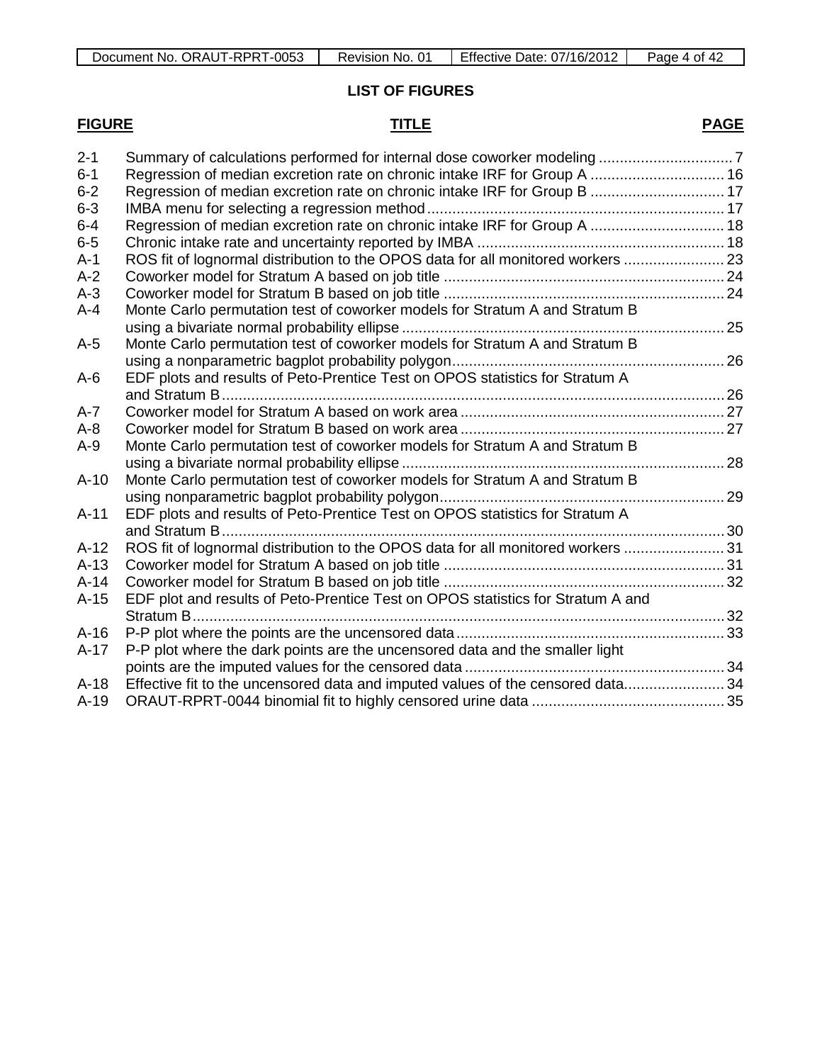## LIST OF FIGURES

| FIGURE | TITLE | PAGE |
|---|---|---|
| 2-1 | Summary of calculations performed for internal dose coworker modeling | 7 |
| 6-1 | Regression of median excretion rate on chronic intake IRF for Group A | 16 |
| 6-2 | Regression of median excretion rate on chronic intake IRF for Group B | 17 |
| 6-3 | IMBA menu for selecting a regression method | 17 |
| 6-4 | Regression of median excretion rate on chronic intake IRF for Group A | 18 |
| 6-5 | Chronic intake rate and uncertainty reported by IMBA | 18 |
| A-1 | ROS fit of lognormal distribution to the OPOS data for all monitored workers | 23 |
| A-2 | Coworker model for Stratum A based on job title | 24 |
| A-3 | Coworker model for Stratum B based on job title | 24 |
| A-4 | Monte Carlo permutation test of coworker models for Stratum A and Stratum B using a bivariate normal probability ellipse | 25 |
| A-5 | Monte Carlo permutation test of coworker models for Stratum A and Stratum B using a nonparametric bagplot probability polygon | 26 |
| A-6 | EDF plots and results of Peto-Prentice Test on OPOS statistics for Stratum A and Stratum B | 26 |
| A-7 | Coworker model for Stratum A based on work area | 27 |
| A-8 | Coworker model for Stratum B based on work area | 27 |
| A-9 | Monte Carlo permutation test of coworker models for Stratum A and Stratum B using a bivariate normal probability ellipse | 28 |
| A-10 | Monte Carlo permutation test of coworker models for Stratum A and Stratum B using nonparametric bagplot probability polygon | 29 |
| A-11 | EDF plots and results of Peto-Prentice Test on OPOS statistics for Stratum A and Stratum B | 30 |
| A-12 | ROS fit of lognormal distribution to the OPOS data for all monitored workers | 31 |
| A-13 | Coworker model for Stratum A based on job title | 31 |
| A-14 | Coworker model for Stratum B based on job title | 32 |
| A-15 | EDF plot and results of Peto-Prentice Test on OPOS statistics for Stratum A and Stratum B | 32 |
| A-16 | P-P plot where the points are the uncensored data | 33 |
| A-17 | P-P plot where the dark points are the uncensored data and the smaller light points are the imputed values for the censored data | 34 |
| A-18 | Effective fit to the uncensored data and imputed values of the censored data | 34 |
| A-19 | ORAUT-RPRT-0044 binomial fit to highly censored urine data | 35 |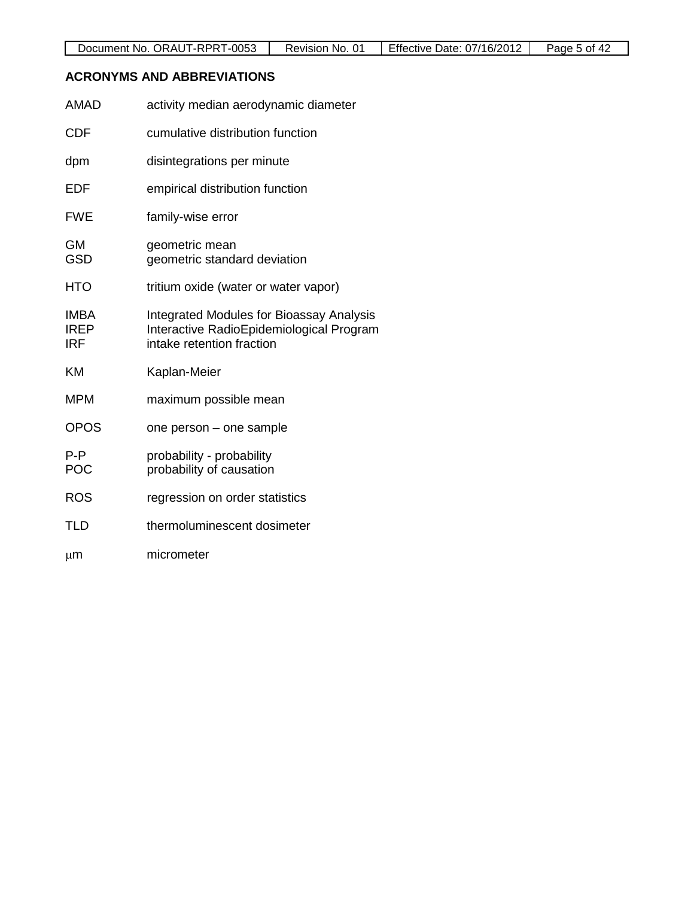## ACRONYMS AND ABBREVIATIONS

| | |
|---|---|
| AMAD | activity median aerodynamic diameter |
| CDF | cumulative distribution function |
| dpm | disintegrations per minute |
| EDF | empirical distribution function |
| FWE | family-wise error |
| GM | geometric mean |
| GSD | geometric standard deviation |
| HTO | tritium oxide (water or water vapor) |
| IMBA | Integrated Modules for Bioassay Analysis |
| IREP | Interactive RadioEpidemiological Program |
| IRF | intake retention fraction |
| KM | Kaplan-Meier |
| MPM | maximum possible mean |
| OPOS | one person – one sample |
| P-P | probability - probability |
| POC | probability of causation |
| ROS | regression on order statistics |
| TLD | thermoluminescent dosimeter |
| μm | micrometer |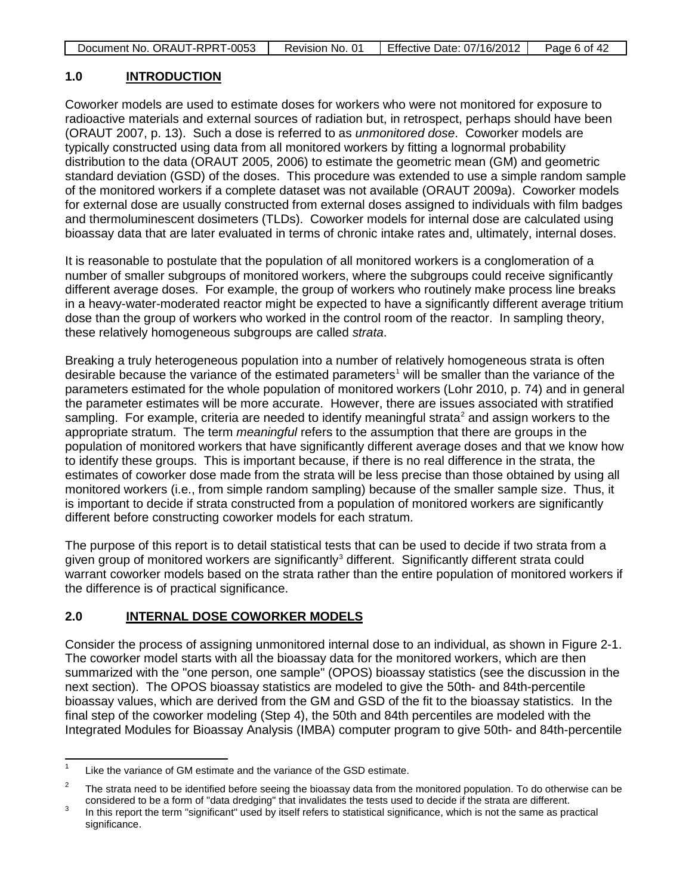## 1.0 INTRODUCTION

Coworker models are used to estimate doses for workers who were not monitored for exposure to radioactive materials and external sources of radiation but, in retrospect, perhaps should have been (ORAUT 2007, p. 13). Such a dose is referred to as *unmonitored dose*. Coworker models are typically constructed using data from all monitored workers by fitting a lognormal probability distribution to the data (ORAUT 2005, 2006) to estimate the geometric mean (GM) and geometric standard deviation (GSD) of the doses. This procedure was extended to use a simple random sample of the monitored workers if a complete dataset was not available (ORAUT 2009a). Coworker models for external dose are usually constructed from external doses assigned to individuals with film badges and thermoluminescent dosimeters (TLDs). Coworker models for internal dose are calculated using bioassay data that are later evaluated in terms of chronic intake rates and, ultimately, internal doses.

It is reasonable to postulate that the population of all monitored workers is a conglomeration of a number of smaller subgroups of monitored workers, where the subgroups could receive significantly different average doses. For example, the group of workers who routinely make process line breaks in a heavy-water-moderated reactor might be expected to have a significantly different average tritium dose than the group of workers who worked in the control room of the reactor. In sampling theory, these relatively homogeneous subgroups are called *strata*.

Breaking a truly heterogeneous population into a number of relatively homogeneous strata is often desirable because the variance of the estimated parameters[1] will be smaller than the variance of the parameters estimated for the whole population of monitored workers (Lohr 2010, p. 74) and in general the parameter estimates will be more accurate. However, there are issues associated with stratified sampling. For example, criteria are needed to identify meaningful strata[2] and assign workers to the appropriate stratum. The term *meaningful* refers to the assumption that there are groups in the population of monitored workers that have significantly different average doses and that we know how to identify these groups. This is important because, if there is no real difference in the strata, the estimates of coworker dose made from the strata will be less precise than those obtained by using all monitored workers (i.e., from simple random sampling) because of the smaller sample size. Thus, it is important to decide if strata constructed from a population of monitored workers are significantly different before constructing coworker models for each stratum.

The purpose of this report is to detail statistical tests that can be used to decide if two strata from a given group of monitored workers are significantly[3] different. Significantly different strata could warrant coworker models based on the strata rather than the entire population of monitored workers if the difference is of practical significance.

## 2.0 INTERNAL DOSE COWORKER MODELS

Consider the process of assigning unmonitored internal dose to an individual, as shown in Figure 2-1. The coworker model starts with all the bioassay data for the monitored workers, which are then summarized with the "one person, one sample" (OPOS) bioassay statistics (see the discussion in the next section). The OPOS bioassay statistics are modeled to give the 50th- and 84th-percentile bioassay values, which are derived from the GM and GSD of the fit to the bioassay statistics. In the final step of the coworker modeling (Step 4), the 50th and 84th percentiles are modeled with the Integrated Modules for Bioassay Analysis (IMBA) computer program to give 50th- and 84th-percentile

---

[1] Like the variance of GM estimate and the variance of the GSD estimate.

[2] The strata need to be identified before seeing the bioassay data from the monitored population. To do otherwise can be considered to be a form of "data dredging" that invalidates the tests used to decide if the strata are different.

[3] In this report the term "significant" used by itself refers to statistical significance, which is not the same as practical significance.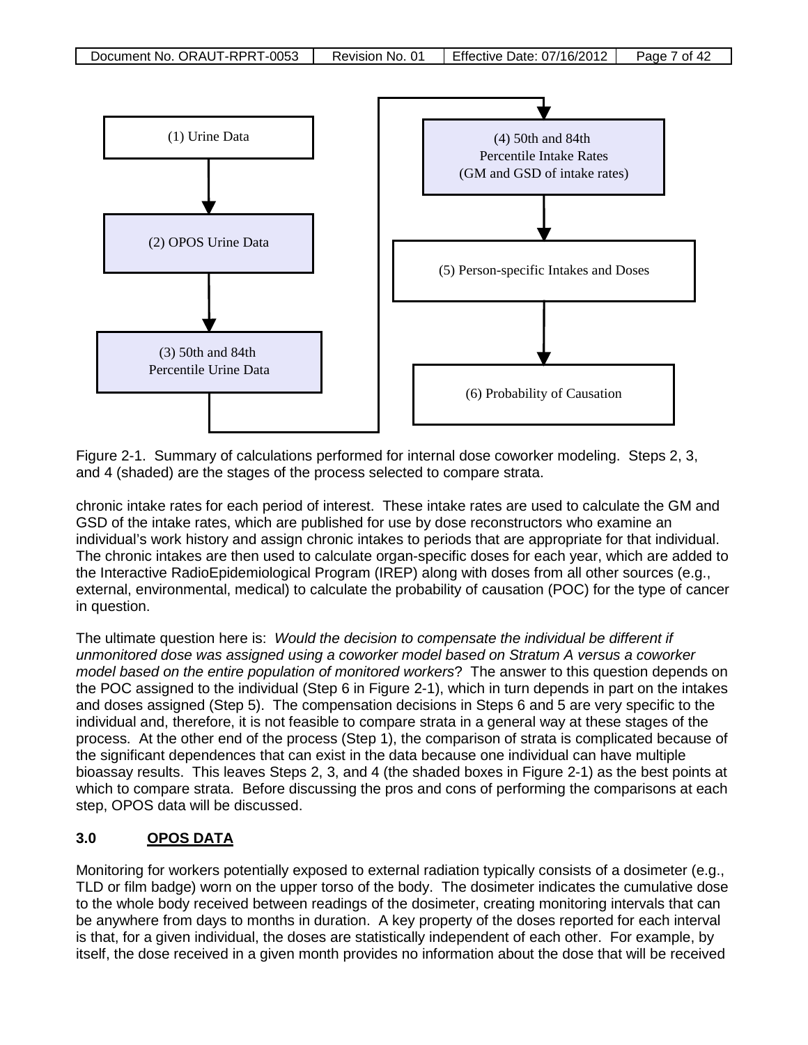(1) Urine Data

(2) OPOS Urine Data

(3) 50th and 84th Percentile Urine Data

(4) 50th and 84th Percentile Intake Rates (GM and GSD of intake rates)

(5) Person-specific Intakes and Doses

(6) Probability of Causation

Figure 2-1. Summary of calculations performed for internal dose coworker modeling. Steps 2, 3, and 4 (shaded) are the stages of the process selected to compare strata.

chronic intake rates for each period of interest. These intake rates are used to calculate the GM and GSD of the intake rates, which are published for use by dose reconstructors who examine an individual's work history and assign chronic intakes to periods that are appropriate for that individual. The chronic intakes are then used to calculate organ-specific doses for each year, which are added to the Interactive RadioEpidemiological Program (IREP) along with doses from all other sources (e.g., external, environmental, medical) to calculate the probability of causation (POC) for the type of cancer in question.

The ultimate question here is: *Would the decision to compensate the individual be different if unmonitored dose was assigned using a coworker model based on Stratum A versus a coworker model based on the entire population of monitored workers*? The answer to this question depends on the POC assigned to the individual (Step 6 in Figure 2-1), which in turn depends in part on the intakes and doses assigned (Step 5). The compensation decisions in Steps 6 and 5 are very specific to the individual and, therefore, it is not feasible to compare strata in a general way at these stages of the process. At the other end of the process (Step 1), the comparison of strata is complicated because of the significant dependences that can exist in the data because one individual can have multiple bioassay results. This leaves Steps 2, 3, and 4 (the shaded boxes in Figure 2-1) as the best points at which to compare strata. Before discussing the pros and cons of performing the comparisons at each step, OPOS data will be discussed.

## 3.0 OPOS DATA

Monitoring for workers potentially exposed to external radiation typically consists of a dosimeter (e.g., TLD or film badge) worn on the upper torso of the body. The dosimeter indicates the cumulative dose to the whole body received between readings of the dosimeter, creating monitoring intervals that can be anywhere from days to months in duration. A key property of the doses reported for each interval is that, for a given individual, the doses are statistically independent of each other. For example, by itself, the dose received in a given month provides no information about the dose that will be received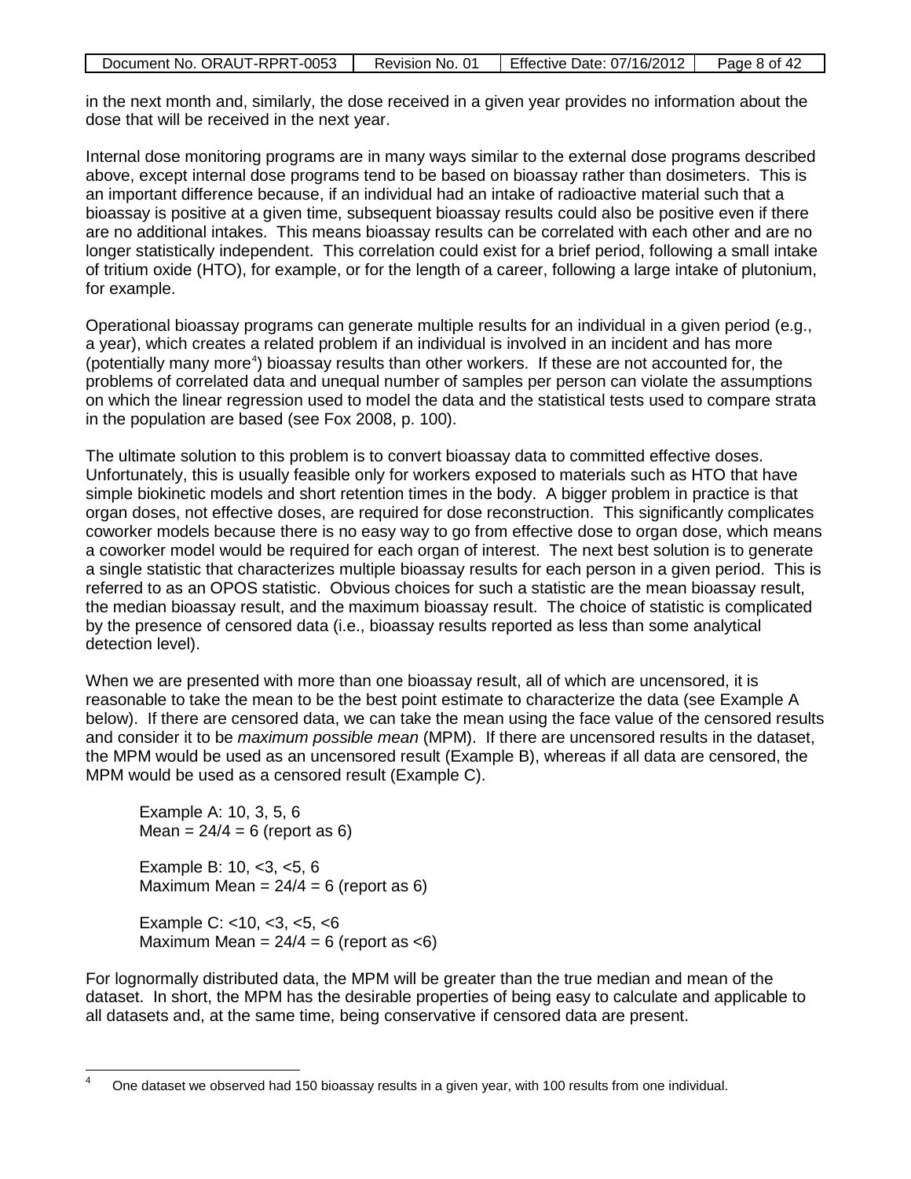in the next month and, similarly, the dose received in a given year provides no information about the dose that will be received in the next year.

Internal dose monitoring programs are in many ways similar to the external dose programs described above, except internal dose programs tend to be based on bioassay rather than dosimeters. This is an important difference because, if an individual had an intake of radioactive material such that a bioassay is positive at a given time, subsequent bioassay results could also be positive even if there are no additional intakes. This means bioassay results can be correlated with each other and are no longer statistically independent. This correlation could exist for a brief period, following a small intake of tritium oxide (HTO), for example, or for the length of a career, following a large intake of plutonium, for example.

Operational bioassay programs can generate multiple results for an individual in a given period (e.g., a year), which creates a related problem if an individual is involved in an incident and has more (potentially many more[4]) bioassay results than other workers. If these are not accounted for, the problems of correlated data and unequal number of samples per person can violate the assumptions on which the linear regression used to model the data and the statistical tests used to compare strata in the population are based (see Fox 2008, p. 100).

The ultimate solution to this problem is to convert bioassay data to committed effective doses. Unfortunately, this is usually feasible only for workers exposed to materials such as HTO that have simple biokinetic models and short retention times in the body. A bigger problem in practice is that organ doses, not effective doses, are required for dose reconstruction. This significantly complicates coworker models because there is no easy way to go from effective dose to organ dose, which means a coworker model would be required for each organ of interest. The next best solution is to generate a single statistic that characterizes multiple bioassay results for each person in a given period. This is referred to as an OPOS statistic. Obvious choices for such a statistic are the mean bioassay result, the median bioassay result, and the maximum bioassay result. The choice of statistic is complicated by the presence of censored data (i.e., bioassay results reported as less than some analytical detection level).

When we are presented with more than one bioassay result, all of which are uncensored, it is reasonable to take the mean to be the best point estimate to characterize the data (see Example A below). If there are censored data, we can take the mean using the face value of the censored results and consider it to be *maximum possible mean* (MPM). If there are uncensored results in the dataset, the MPM would be used as an uncensored result (Example B), whereas if all data are censored, the MPM would be used as a censored result (Example C).

> Example A: 10, 3, 5, 6
> Mean = 24/4 = 6 (report as 6)
>
> Example B: 10, <3, <5, 6
> Maximum Mean = 24/4 = 6 (report as 6)
>
> Example C: <10, <3, <5, <6
> Maximum Mean = 24/4 = 6 (report as <6)

For lognormally distributed data, the MPM will be greater than the true median and mean of the dataset. In short, the MPM has the desirable properties of being easy to calculate and applicable to all datasets and, at the same time, being conservative if censored data are present.

---

[4] One dataset we observed had 150 bioassay results in a given year, with 100 results from one individual.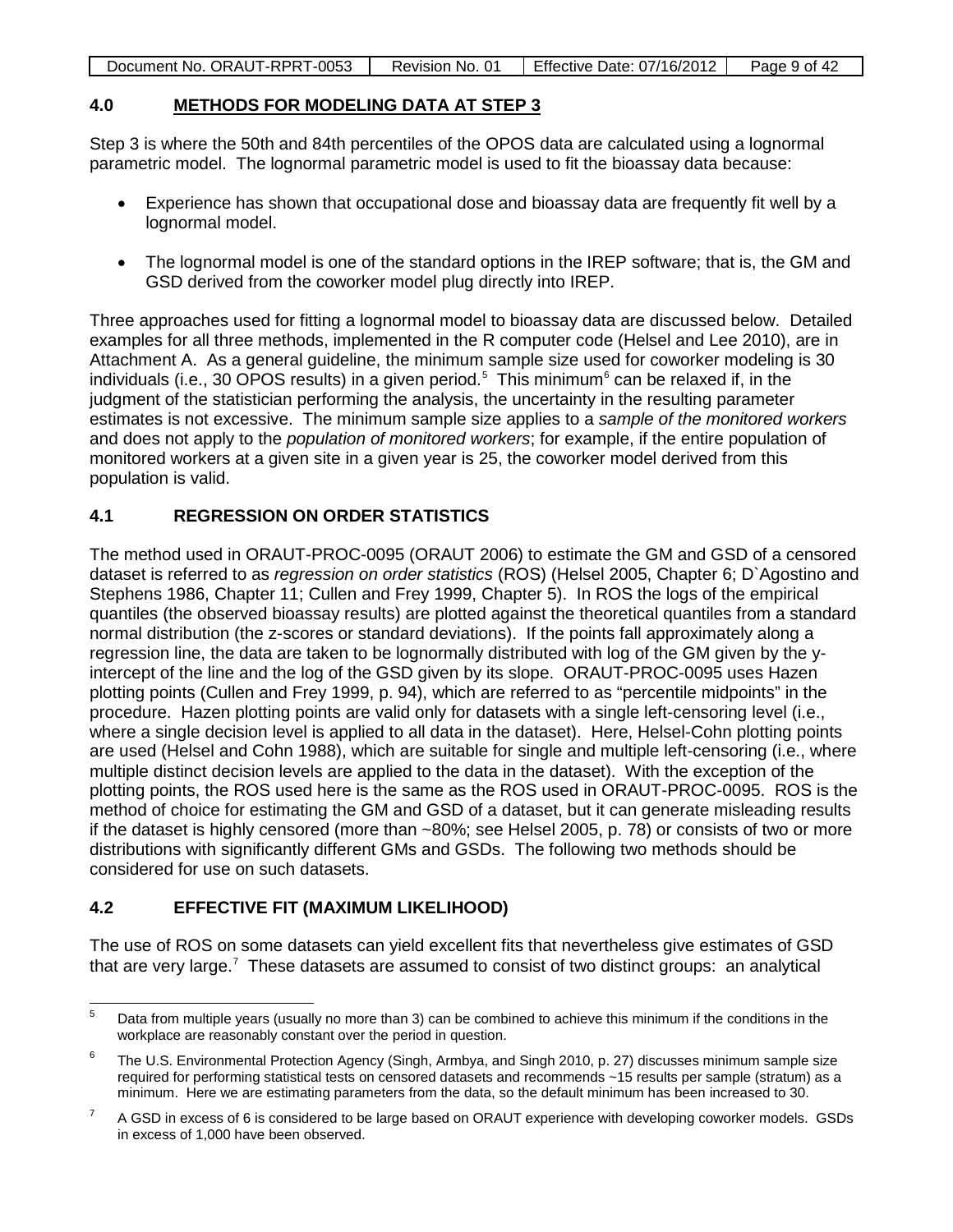## 4.0 METHODS FOR MODELING DATA AT STEP 3

Step 3 is where the 50th and 84th percentiles of the OPOS data are calculated using a lognormal parametric model. The lognormal parametric model is used to fit the bioassay data because:

- Experience has shown that occupational dose and bioassay data are frequently fit well by a lognormal model.
- The lognormal model is one of the standard options in the IREP software; that is, the GM and GSD derived from the coworker model plug directly into IREP.

Three approaches used for fitting a lognormal model to bioassay data are discussed below. Detailed examples for all three methods, implemented in the R computer code (Helsel and Lee 2010), are in Attachment A. As a general guideline, the minimum sample size used for coworker modeling is 30 individuals (i.e., 30 OPOS results) in a given period.[5] This minimum[6] can be relaxed if, in the judgment of the statistician performing the analysis, the uncertainty in the resulting parameter estimates is not excessive. The minimum sample size applies to a *sample of the monitored workers* and does not apply to the *population of monitored workers*; for example, if the entire population of monitored workers at a given site in a given year is 25, the coworker model derived from this population is valid.

### 4.1 REGRESSION ON ORDER STATISTICS

The method used in ORAUT-PROC-0095 (ORAUT 2006) to estimate the GM and GSD of a censored dataset is referred to as *regression on order statistics* (ROS) (Helsel 2005, Chapter 6; D`Agostino and Stephens 1986, Chapter 11; Cullen and Frey 1999, Chapter 5). In ROS the logs of the empirical quantiles (the observed bioassay results) are plotted against the theoretical quantiles from a standard normal distribution (the z-scores or standard deviations). If the points fall approximately along a regression line, the data are taken to be lognormally distributed with log of the GM given by the y-intercept of the line and the log of the GSD given by its slope. ORAUT-PROC-0095 uses Hazen plotting points (Cullen and Frey 1999, p. 94), which are referred to as "percentile midpoints" in the procedure. Hazen plotting points are valid only for datasets with a single left-censoring level (i.e., where a single decision level is applied to all data in the dataset). Here, Helsel-Cohn plotting points are used (Helsel and Cohn 1988), which are suitable for single and multiple left-censoring (i.e., where multiple distinct decision levels are applied to the data in the dataset). With the exception of the plotting points, the ROS used here is the same as the ROS used in ORAUT-PROC-0095. ROS is the method of choice for estimating the GM and GSD of a dataset, but it can generate misleading results if the dataset is highly censored (more than ~80%; see Helsel 2005, p. 78) or consists of two or more distributions with significantly different GMs and GSDs. The following two methods should be considered for use on such datasets.

### 4.2 EFFECTIVE FIT (MAXIMUM LIKELIHOOD)

The use of ROS on some datasets can yield excellent fits that nevertheless give estimates of GSD that are very large.[7] These datasets are assumed to consist of two distinct groups: an analytical

---

[5] Data from multiple years (usually no more than 3) can be combined to achieve this minimum if the conditions in the workplace are reasonably constant over the period in question.

[6] The U.S. Environmental Protection Agency (Singh, Armbya, and Singh 2010, p. 27) discusses minimum sample size required for performing statistical tests on censored datasets and recommends ~15 results per sample (stratum) as a minimum. Here we are estimating parameters from the data, so the default minimum has been increased to 30.

[7] A GSD in excess of 6 is considered to be large based on ORAUT experience with developing coworker models. GSDs in excess of 1,000 have been observed.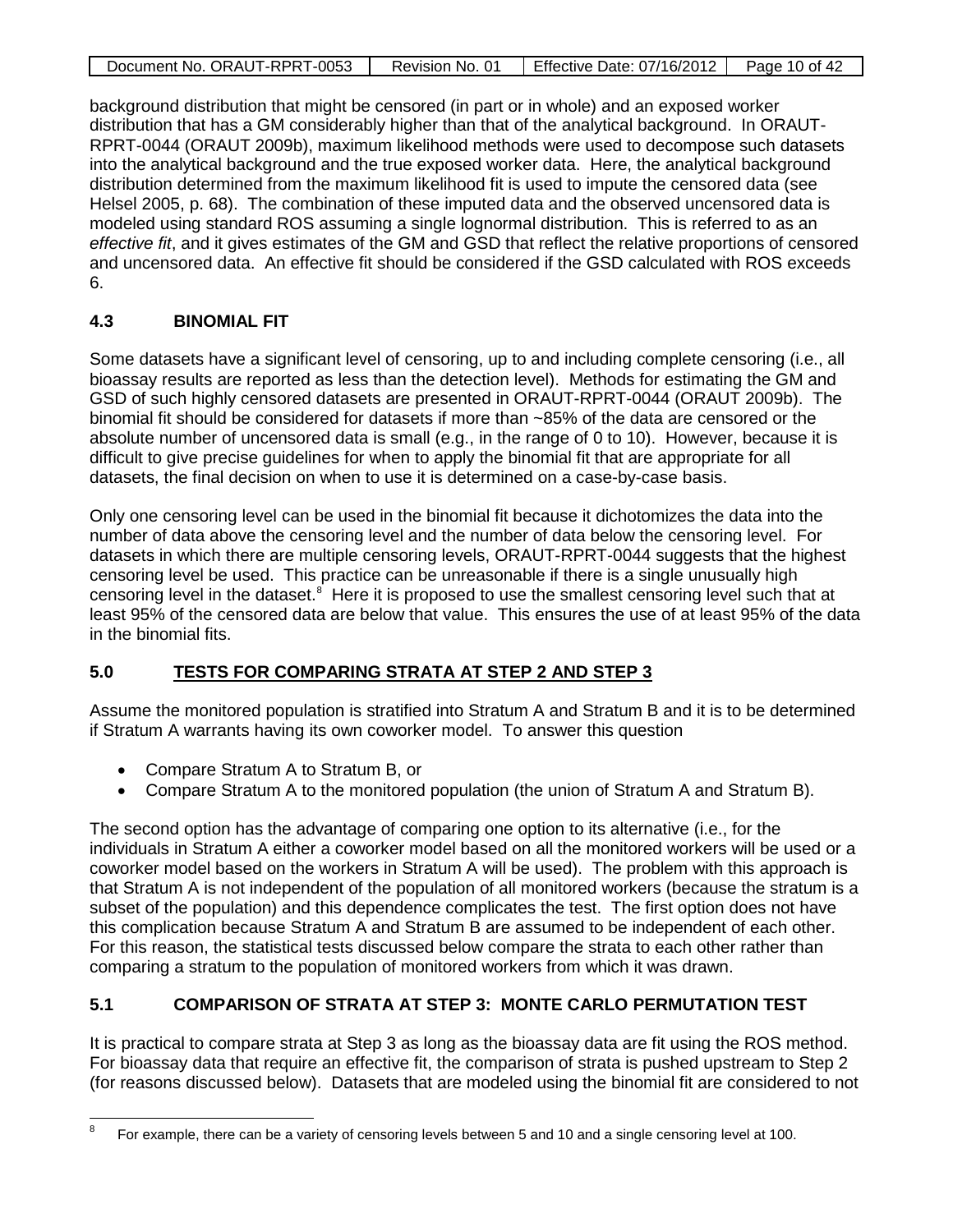background distribution that might be censored (in part or in whole) and an exposed worker distribution that has a GM considerably higher than that of the analytical background. In ORAUT-RPRT-0044 (ORAUT 2009b), maximum likelihood methods were used to decompose such datasets into the analytical background and the true exposed worker data. Here, the analytical background distribution determined from the maximum likelihood fit is used to impute the censored data (see Helsel 2005, p. 68). The combination of these imputed data and the observed uncensored data is modeled using standard ROS assuming a single lognormal distribution. This is referred to as an *effective fit*, and it gives estimates of the GM and GSD that reflect the relative proportions of censored and uncensored data. An effective fit should be considered if the GSD calculated with ROS exceeds 6.

### 4.3 BINOMIAL FIT

Some datasets have a significant level of censoring, up to and including complete censoring (i.e., all bioassay results are reported as less than the detection level). Methods for estimating the GM and GSD of such highly censored datasets are presented in ORAUT-RPRT-0044 (ORAUT 2009b). The binomial fit should be considered for datasets if more than ~85% of the data are censored or the absolute number of uncensored data is small (e.g., in the range of 0 to 10). However, because it is difficult to give precise guidelines for when to apply the binomial fit that are appropriate for all datasets, the final decision on when to use it is determined on a case-by-case basis.

Only one censoring level can be used in the binomial fit because it dichotomizes the data into the number of data above the censoring level and the number of data below the censoring level. For datasets in which there are multiple censoring levels, ORAUT-RPRT-0044 suggests that the highest censoring level be used. This practice can be unreasonable if there is a single unusually high censoring level in the dataset.[8] Here it is proposed to use the smallest censoring level such that at least 95% of the censored data are below that value. This ensures the use of at least 95% of the data in the binomial fits.

## 5.0 TESTS FOR COMPARING STRATA AT STEP 2 AND STEP 3

Assume the monitored population is stratified into Stratum A and Stratum B and it is to be determined if Stratum A warrants having its own coworker model. To answer this question

- Compare Stratum A to Stratum B, or
- Compare Stratum A to the monitored population (the union of Stratum A and Stratum B).

The second option has the advantage of comparing one option to its alternative (i.e., for the individuals in Stratum A either a coworker model based on all the monitored workers will be used or a coworker model based on the workers in Stratum A will be used). The problem with this approach is that Stratum A is not independent of the population of all monitored workers (because the stratum is a subset of the population) and this dependence complicates the test. The first option does not have this complication because Stratum A and Stratum B are assumed to be independent of each other. For this reason, the statistical tests discussed below compare the strata to each other rather than comparing a stratum to the population of monitored workers from which it was drawn.

### 5.1 COMPARISON OF STRATA AT STEP 3: MONTE CARLO PERMUTATION TEST

It is practical to compare strata at Step 3 as long as the bioassay data are fit using the ROS method. For bioassay data that require an effective fit, the comparison of strata is pushed upstream to Step 2 (for reasons discussed below). Datasets that are modeled using the binomial fit are considered to not

[8] For example, there can be a variety of censoring levels between 5 and 10 and a single censoring level at 100.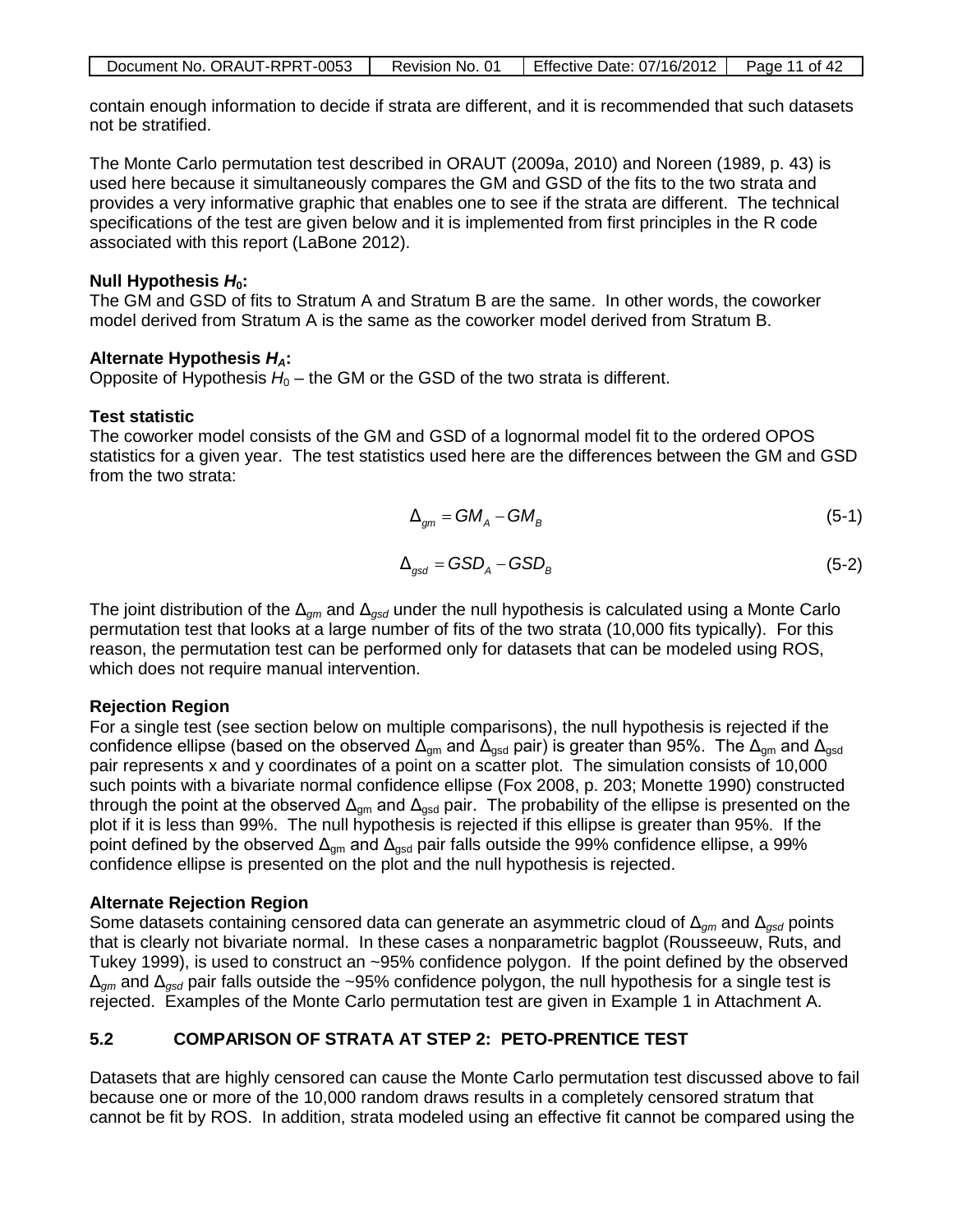contain enough information to decide if strata are different, and it is recommended that such datasets not be stratified.

The Monte Carlo permutation test described in ORAUT (2009a, 2010) and Noreen (1989, p. 43) is used here because it simultaneously compares the GM and GSD of the fits to the two strata and provides a very informative graphic that enables one to see if the strata are different. The technical specifications of the test are given below and it is implemented from first principles in the R code associated with this report (LaBone 2012).

**Null Hypothesis $H_0$:**
The GM and GSD of fits to Stratum A and Stratum B are the same. In other words, the coworker model derived from Stratum A is the same as the coworker model derived from Stratum B.

**Alternate Hypothesis $H_A$:**
Opposite of Hypothesis $H_0$ – the GM or the GSD of the two strata is different.

**Test statistic**
The coworker model consists of the GM and GSD of a lognormal model fit to the ordered OPOS statistics for a given year. The test statistics used here are the differences between the GM and GSD from the two strata:

$$\Delta_{gm} = GM_A - GM_B \tag{5-1}$$

$$\Delta_{gsd} = GSD_A - GSD_B \tag{5-2}$$

The joint distribution of the $\Delta_{gm}$ and $\Delta_{gsd}$ under the null hypothesis is calculated using a Monte Carlo permutation test that looks at a large number of fits of the two strata (10,000 fits typically). For this reason, the permutation test can be performed only for datasets that can be modeled using ROS, which does not require manual intervention.

**Rejection Region**
For a single test (see section below on multiple comparisons), the null hypothesis is rejected if the confidence ellipse (based on the observed $\Delta_{gm}$ and $\Delta_{gsd}$ pair) is greater than 95%. The $\Delta_{gm}$ and $\Delta_{gsd}$ pair represents x and y coordinates of a point on a scatter plot. The simulation consists of 10,000 such points with a bivariate normal confidence ellipse (Fox 2008, p. 203; Monette 1990) constructed through the point at the observed $\Delta_{gm}$ and $\Delta_{gsd}$ pair. The probability of the ellipse is presented on the plot if it is less than 99%. The null hypothesis is rejected if this ellipse is greater than 95%. If the point defined by the observed $\Delta_{gm}$ and $\Delta_{gsd}$ pair falls outside the 99% confidence ellipse, a 99% confidence ellipse is presented on the plot and the null hypothesis is rejected.

**Alternate Rejection Region**
Some datasets containing censored data can generate an asymmetric cloud of $\Delta_{gm}$ and $\Delta_{gsd}$ points that is clearly not bivariate normal. In these cases a nonparametric bagplot (Rousseeuw, Ruts, and Tukey 1999), is used to construct an ~95% confidence polygon. If the point defined by the observed $\Delta_{gm}$ and $\Delta_{gsd}$ pair falls outside the ~95% confidence polygon, the null hypothesis for a single test is rejected. Examples of the Monte Carlo permutation test are given in Example 1 in Attachment A.

## 5.2 COMPARISON OF STRATA AT STEP 2: PETO-PRENTICE TEST

Datasets that are highly censored can cause the Monte Carlo permutation test discussed above to fail because one or more of the 10,000 random draws results in a completely censored stratum that cannot be fit by ROS. In addition, strata modeled using an effective fit cannot be compared using the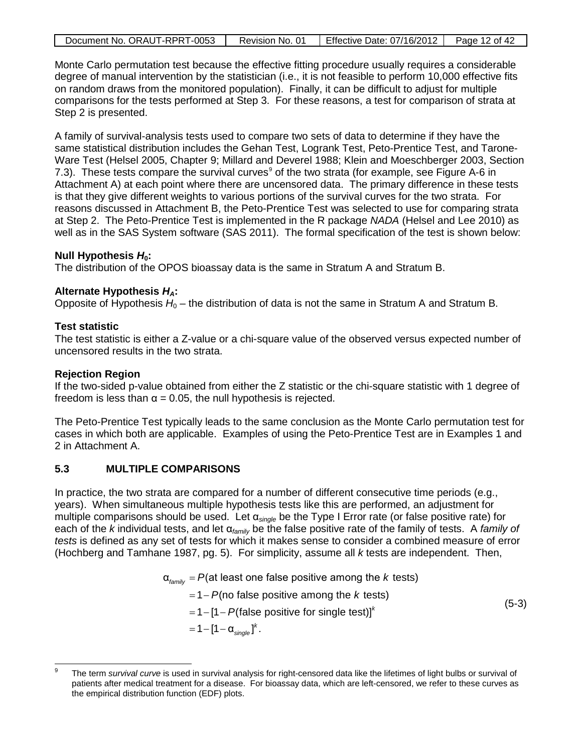Monte Carlo permutation test because the effective fitting procedure usually requires a considerable degree of manual intervention by the statistician (i.e., it is not feasible to perform 10,000 effective fits on random draws from the monitored population). Finally, it can be difficult to adjust for multiple comparisons for the tests performed at Step 3. For these reasons, a test for comparison of strata at Step 2 is presented.

A family of survival-analysis tests used to compare two sets of data to determine if they have the same statistical distribution includes the Gehan Test, Logrank Test, Peto-Prentice Test, and Tarone-Ware Test (Helsel 2005, Chapter 9; Millard and Deverel 1988; Klein and Moeschberger 2003, Section 7.3). These tests compare the survival curves[9] of the two strata (for example, see Figure A-6 in Attachment A) at each point where there are uncensored data. The primary difference in these tests is that they give different weights to various portions of the survival curves for the two strata. For reasons discussed in Attachment B, the Peto-Prentice Test was selected to use for comparing strata at Step 2. The Peto-Prentice Test is implemented in the R package *NADA* (Helsel and Lee 2010) as well as in the SAS System software (SAS 2011). The formal specification of the test is shown below:

**Null Hypothesis $H_0$:**
The distribution of the OPOS bioassay data is the same in Stratum A and Stratum B.

**Alternate Hypothesis $H_A$:**
Opposite of Hypothesis $H_0$ – the distribution of data is not the same in Stratum A and Stratum B.

**Test statistic**
The test statistic is either a Z-value or a chi-square value of the observed versus expected number of uncensored results in the two strata.

**Rejection Region**
If the two-sided p-value obtained from either the Z statistic or the chi-square statistic with 1 degree of freedom is less than $\alpha = 0.05$, the null hypothesis is rejected.

The Peto-Prentice Test typically leads to the same conclusion as the Monte Carlo permutation test for cases in which both are applicable. Examples of using the Peto-Prentice Test are in Examples 1 and 2 in Attachment A.

## 5.3 MULTIPLE COMPARISONS

In practice, the two strata are compared for a number of different consecutive time periods (e.g., years). When simultaneous multiple hypothesis tests like this are performed, an adjustment for multiple comparisons should be used. Let $\alpha_{single}$ be the Type I Error rate (or false positive rate) for each of the $k$ individual tests, and let $\alpha_{family}$ be the false positive rate of the family of tests. A *family of tests* is defined as any set of tests for which it makes sense to consider a combined measure of error (Hochberg and Tamhane 1987, pg. 5). For simplicity, assume all $k$ tests are independent. Then,

$$
\begin{aligned}
\alpha_{family} &= P(\text{at least one false positive among the } k \text{ tests}) \\
&= 1 - P(\text{no false positive among the } k \text{ tests}) \\
&= 1 - [1 - P(\text{false positive for single test})]^k \\
&= 1 - [1 - \alpha_{single}]^k.
\end{aligned}
\tag{5-3}
$$

[9] The term *survival curve* is used in survival analysis for right-censored data like the lifetimes of light bulbs or survival of patients after medical treatment for a disease. For bioassay data, which are left-censored, we refer to these curves as the empirical distribution function (EDF) plots.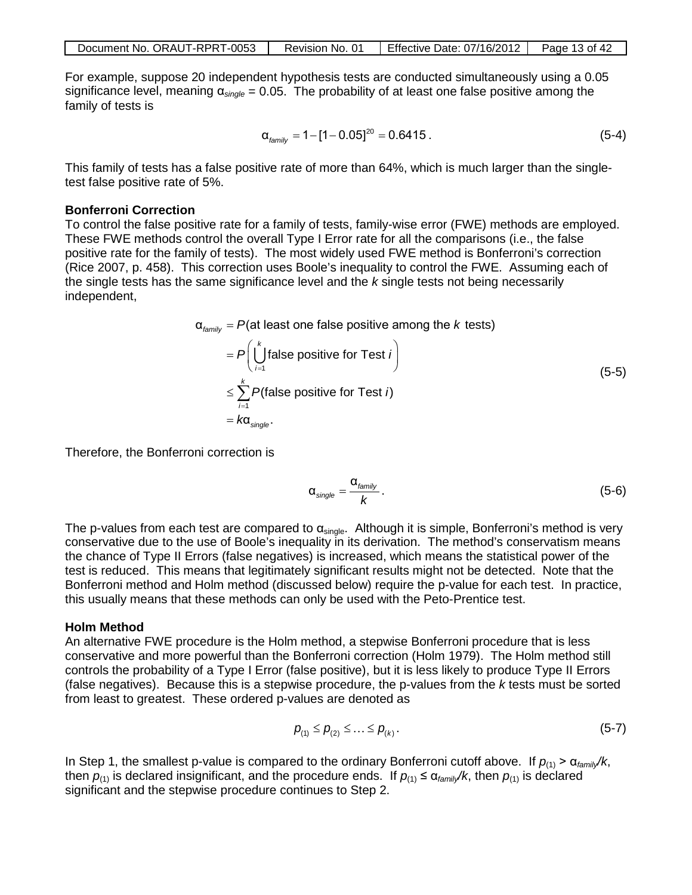For example, suppose 20 independent hypothesis tests are conducted simultaneously using a 0.05 significance level, meaning $\alpha_{single} = 0.05$. The probability of at least one false positive among the family of tests is

$$\alpha_{family} = 1 - [1 - 0.05]^{20} = 0.6415 \,. \tag{5-4}$$

This family of tests has a false positive rate of more than 64%, which is much larger than the single-test false positive rate of 5%.

**Bonferroni Correction**

To control the false positive rate for a family of tests, family-wise error (FWE) methods are employed. These FWE methods control the overall Type I Error rate for all the comparisons (i.e., the false positive rate for the family of tests). The most widely used FWE method is Bonferroni's correction (Rice 2007, p. 458). This correction uses Boole's inequality to control the FWE. Assuming each of the single tests has the same significance level and the $k$ single tests not being necessarily independent,

$$\begin{aligned}
\alpha_{family} &= P(\text{at least one false positive among the } k \text{ tests}) \\
&= P\left(\bigcup_{i=1}^{k} \text{false positive for Test } i\right) \\
&\leq \sum_{i=1}^{k} P(\text{false positive for Test } i) \\
&= k\alpha_{single}.
\end{aligned} \tag{5-5}$$

Therefore, the Bonferroni correction is

$$\alpha_{single} = \frac{\alpha_{family}}{k} \,. \tag{5-6}$$

The p-values from each test are compared to $\alpha_{single}$. Although it is simple, Bonferroni's method is very conservative due to the use of Boole's inequality in its derivation. The method's conservatism means the chance of Type II Errors (false negatives) is increased, which means the statistical power of the test is reduced. This means that legitimately significant results might not be detected. Note that the Bonferroni method and Holm method (discussed below) require the p-value for each test. In practice, this usually means that these methods can only be used with the Peto-Prentice test.

**Holm Method**

An alternative FWE procedure is the Holm method, a stepwise Bonferroni procedure that is less conservative and more powerful than the Bonferroni correction (Holm 1979). The Holm method still controls the probability of a Type I Error (false positive), but it is less likely to produce Type II Errors (false negatives). Because this is a stepwise procedure, the p-values from the $k$ tests must be sorted from least to greatest. These ordered p-values are denoted as

$$p_{(1)} \leq p_{(2)} \leq \ldots \leq p_{(k)} \,. \tag{5-7}$$

In Step 1, the smallest p-value is compared to the ordinary Bonferroni cutoff above. If $p_{(1)} > \alpha_{family}/k$, then $p_{(1)}$ is declared insignificant, and the procedure ends. If $p_{(1)} \leq \alpha_{family}/k$, then $p_{(1)}$ is declared significant and the stepwise procedure continues to Step 2.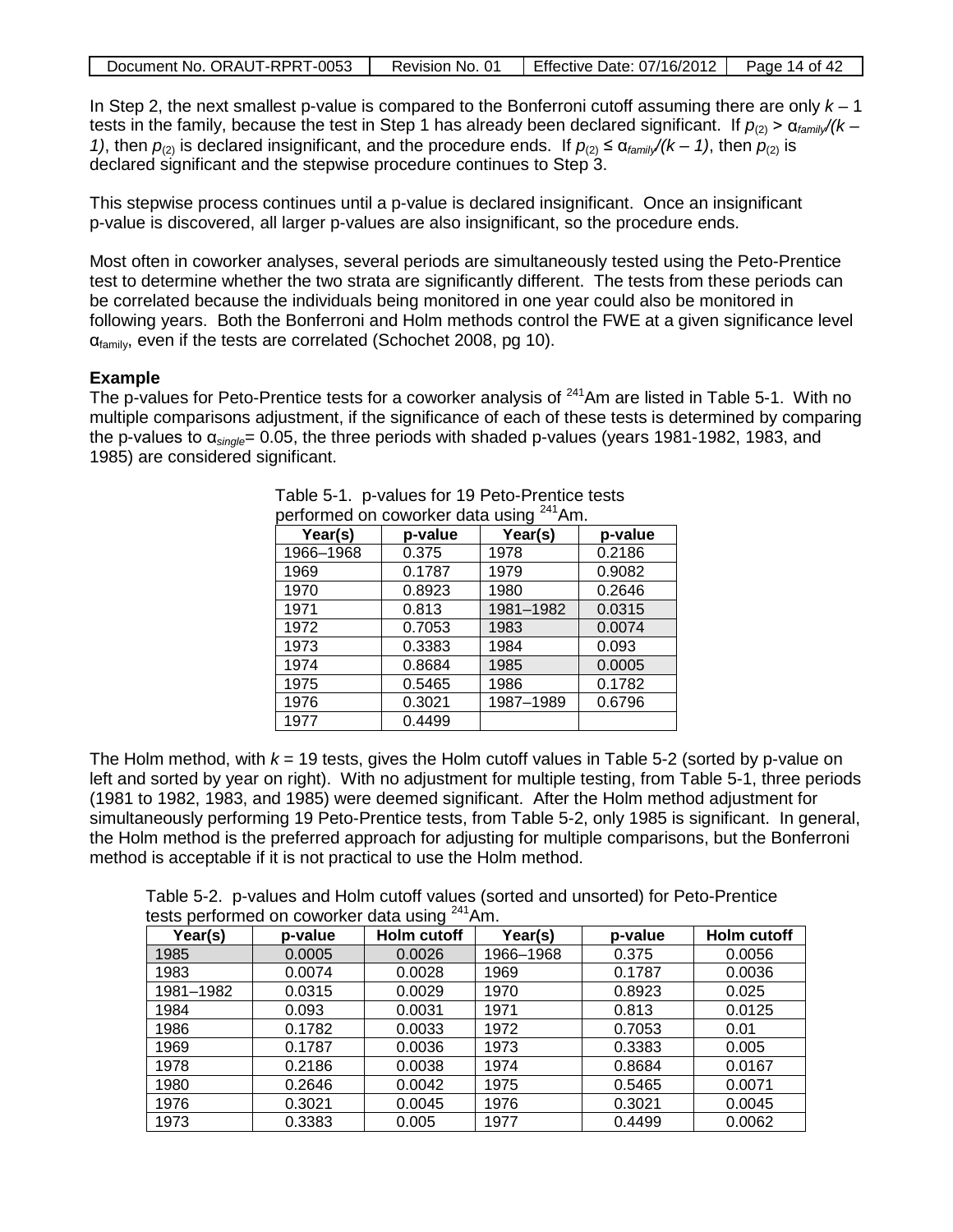In Step 2, the next smallest p-value is compared to the Bonferroni cutoff assuming there are only $k - 1$ tests in the family, because the test in Step 1 has already been declared significant. If $p_{(2)} > \alpha_{family}/(k - 1)$, then $p_{(2)}$ is declared insignificant, and the procedure ends. If $p_{(2)} \leq \alpha_{family}/(k - 1)$, then $p_{(2)}$ is declared significant and the stepwise procedure continues to Step 3.

This stepwise process continues until a p-value is declared insignificant. Once an insignificant p-value is discovered, all larger p-values are also insignificant, so the procedure ends.

Most often in coworker analyses, several periods are simultaneously tested using the Peto-Prentice test to determine whether the two strata are significantly different. The tests from these periods can be correlated because the individuals being monitored in one year could also be monitored in following years. Both the Bonferroni and Holm methods control the FWE at a given significance level $\alpha_{family}$, even if the tests are correlated (Schochet 2008, pg 10).

**Example**

The p-values for Peto-Prentice tests for a coworker analysis of $^{241}Am$ are listed in Table 5-1. With no multiple comparisons adjustment, if the significance of each of these tests is determined by comparing the p-values to $\alpha_{single}$= 0.05, the three periods with shaded p-values (years 1981-1982, 1983, and 1985) are considered significant.

Table 5-1. p-values for 19 Peto-Prentice tests performed on coworker data using $^{241}Am$.

| Year(s) | p-value | Year(s) | p-value |
|---|---|---|---|
| 1966–1968 | 0.375 | 1978 | 0.2186 |
| 1969 | 0.1787 | 1979 | 0.9082 |
| 1970 | 0.8923 | 1980 | 0.2646 |
| 1971 | 0.813 | 1981–1982 | 0.0315 |
| 1972 | 0.7053 | 1983 | 0.0074 |
| 1973 | 0.3383 | 1984 | 0.093 |
| 1974 | 0.8684 | 1985 | 0.0005 |
| 1975 | 0.5465 | 1986 | 0.1782 |
| 1976 | 0.3021 | 1987–1989 | 0.6796 |
| 1977 | 0.4499 | | |

The Holm method, with $k$ = 19 tests, gives the Holm cutoff values in Table 5-2 (sorted by p-value on left and sorted by year on right). With no adjustment for multiple testing, from Table 5-1, three periods (1981 to 1982, 1983, and 1985) were deemed significant. After the Holm method adjustment for simultaneously performing 19 Peto-Prentice tests, from Table 5-2, only 1985 is significant. In general, the Holm method is the preferred approach for adjusting for multiple comparisons, but the Bonferroni method is acceptable if it is not practical to use the Holm method.

Table 5-2. p-values and Holm cutoff values (sorted and unsorted) for Peto-Prentice tests performed on coworker data using $^{241}Am$.

| Year(s) | p-value | Holm cutoff | Year(s) | p-value | Holm cutoff |
|---|---|---|---|---|---|
| 1985 | 0.0005 | 0.0026 | 1966–1968 | 0.375 | 0.0056 |
| 1983 | 0.0074 | 0.0028 | 1969 | 0.1787 | 0.0036 |
| 1981–1982 | 0.0315 | 0.0029 | 1970 | 0.8923 | 0.025 |
| 1984 | 0.093 | 0.0031 | 1971 | 0.813 | 0.0125 |
| 1986 | 0.1782 | 0.0033 | 1972 | 0.7053 | 0.01 |
| 1969 | 0.1787 | 0.0036 | 1973 | 0.3383 | 0.005 |
| 1978 | 0.2186 | 0.0038 | 1974 | 0.8684 | 0.0167 |
| 1980 | 0.2646 | 0.0042 | 1975 | 0.5465 | 0.0071 |
| 1976 | 0.3021 | 0.0045 | 1976 | 0.3021 | 0.0045 |
| 1973 | 0.3383 | 0.005 | 1977 | 0.4499 | 0.0062 |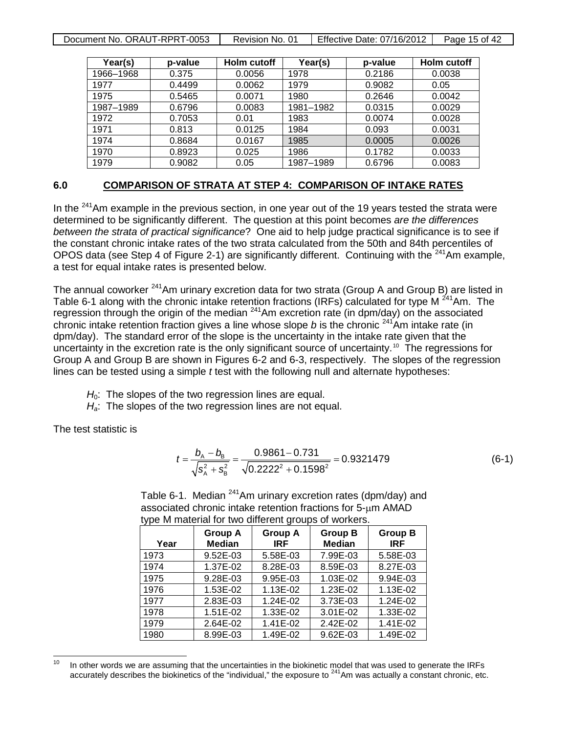| Year(s) | p-value | Holm cutoff | Year(s) | p-value | Holm cutoff |
|---|---|---|---|---|---|
| 1966–1968 | 0.375 | 0.0056 | 1978 | 0.2186 | 0.0038 |
| 1977 | 0.4499 | 0.0062 | 1979 | 0.9082 | 0.05 |
| 1975 | 0.5465 | 0.0071 | 1980 | 0.2646 | 0.0042 |
| 1987–1989 | 0.6796 | 0.0083 | 1981–1982 | 0.0315 | 0.0029 |
| 1972 | 0.7053 | 0.01 | 1983 | 0.0074 | 0.0028 |
| 1971 | 0.813 | 0.0125 | 1984 | 0.093 | 0.0031 |
| 1974 | 0.8684 | 0.0167 | 1985 | 0.0005 | 0.0026 |
| 1970 | 0.8923 | 0.025 | 1986 | 0.1782 | 0.0033 |
| 1979 | 0.9082 | 0.05 | 1987–1989 | 0.6796 | 0.0083 |

## 6.0 COMPARISON OF STRATA AT STEP 4: COMPARISON OF INTAKE RATES

In the $^{241}$Am example in the previous section, in one year out of the 19 years tested the strata were determined to be significantly different. The question at this point becomes *are the differences between the strata of practical significance*? One aid to help judge practical significance is to see if the constant chronic intake rates of the two strata calculated from the 50th and 84th percentiles of OPOS data (see Step 4 of Figure 2-1) are significantly different. Continuing with the $^{241}$Am example, a test for equal intake rates is presented below.

The annual coworker $^{241}$Am urinary excretion data for two strata (Group A and Group B) are listed in Table 6-1 along with the chronic intake retention fractions (IRFs) calculated for type M $^{241}$Am. The regression through the origin of the median $^{241}$Am excretion rate (in dpm/day) on the associated chronic intake retention fraction gives a line whose slope $b$ is the chronic $^{241}$Am intake rate (in dpm/day). The standard error of the slope is the uncertainty in the intake rate given that the uncertainty in the excretion rate is the only significant source of uncertainty.[10] The regressions for Group A and Group B are shown in Figures 6-2 and 6-3, respectively. The slopes of the regression lines can be tested using a simple $t$ test with the following null and alternate hypotheses:

$H_0$: The slopes of the two regression lines are equal.
$H_a$: The slopes of the two regression lines are not equal.

The test statistic is

$$t = \frac{b_A - b_B}{\sqrt{s_A^2 + s_B^2}} = \frac{0.9861 - 0.731}{\sqrt{0.2222^2 + 0.1598^2}} = 0.9321479 \qquad (6\text{-}1)$$

Table 6-1. Median $^{241}$Am urinary excretion rates (dpm/day) and associated chronic intake retention fractions for 5-μm AMAD type M material for two different groups of workers.

| Year | Group A Median | Group A IRF | Group B Median | Group B IRF |
|---|---|---|---|---|
| 1973 | 9.52E-03 | 5.58E-03 | 7.99E-03 | 5.58E-03 |
| 1974 | 1.37E-02 | 8.28E-03 | 8.59E-03 | 8.27E-03 |
| 1975 | 9.28E-03 | 9.95E-03 | 1.03E-02 | 9.94E-03 |
| 1976 | 1.53E-02 | 1.13E-02 | 1.23E-02 | 1.13E-02 |
| 1977 | 2.83E-03 | 1.24E-02 | 3.73E-03 | 1.24E-02 |
| 1978 | 1.51E-02 | 1.33E-02 | 3.01E-02 | 1.33E-02 |
| 1979 | 2.64E-02 | 1.41E-02 | 2.42E-02 | 1.41E-02 |
| 1980 | 8.99E-03 | 1.49E-02 | 9.62E-03 | 1.49E-02 |

[10] In other words we are assuming that the uncertainties in the biokinetic model that was used to generate the IRFs accurately describes the biokinetics of the "individual," the exposure to $^{241}$Am was actually a constant chronic, etc.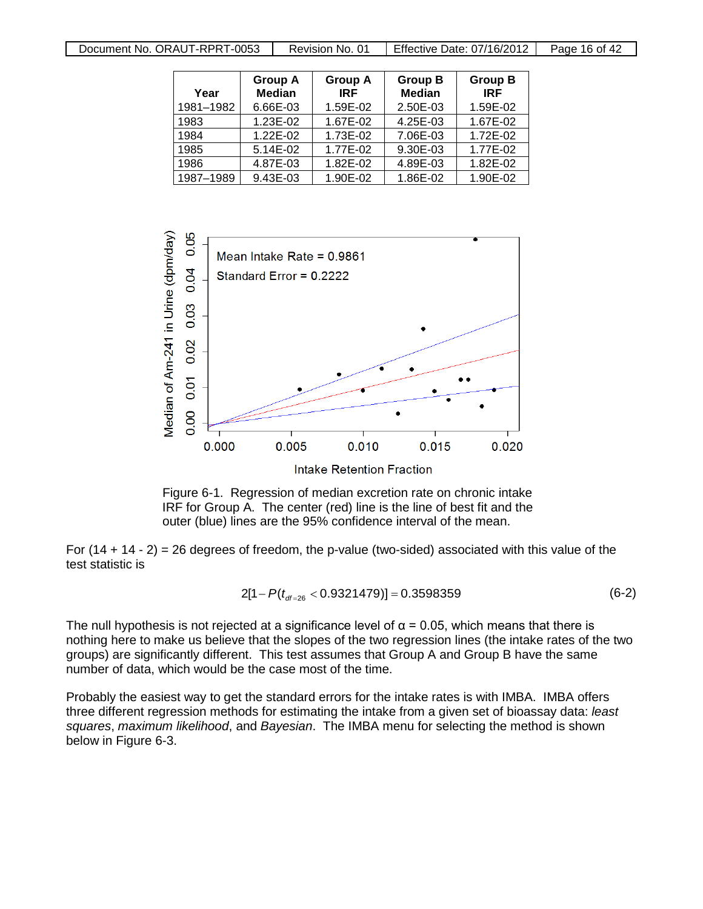| Year | Group A Median | Group A IRF | Group B Median | Group B IRF |
|---|---|---|---|---|
| 1981–1982 | 6.66E-03 | 1.59E-02 | 2.50E-03 | 1.59E-02 |
| 1983 | 1.23E-02 | 1.67E-02 | 4.25E-03 | 1.67E-02 |
| 1984 | 1.22E-02 | 1.73E-02 | 7.06E-03 | 1.72E-02 |
| 1985 | 5.14E-02 | 1.77E-02 | 9.30E-03 | 1.77E-02 |
| 1986 | 4.87E-03 | 1.82E-02 | 4.89E-03 | 1.82E-02 |
| 1987–1989 | 9.43E-03 | 1.90E-02 | 1.86E-02 | 1.90E-02 |

Figure 6-1. Regression of median excretion rate on chronic intake IRF for Group A. The center (red) line is the line of best fit and the outer (blue) lines are the 95% confidence interval of the mean.

For (14 + 14 - 2) = 26 degrees of freedom, the p-value (two-sided) associated with this value of the test statistic is

$$2[1 - P(t_{df=26} < 0.9321479)] = 0.3598359 \tag{6-2}$$

The null hypothesis is not rejected at a significance level of α = 0.05, which means that there is nothing here to make us believe that the slopes of the two regression lines (the intake rates of the two groups) are significantly different. This test assumes that Group A and Group B have the same number of data, which would be the case most of the time.

Probably the easiest way to get the standard errors for the intake rates is with IMBA. IMBA offers three different regression methods for estimating the intake from a given set of bioassay data: *least squares*, *maximum likelihood*, and *Bayesian*. The IMBA menu for selecting the method is shown below in Figure 6-3.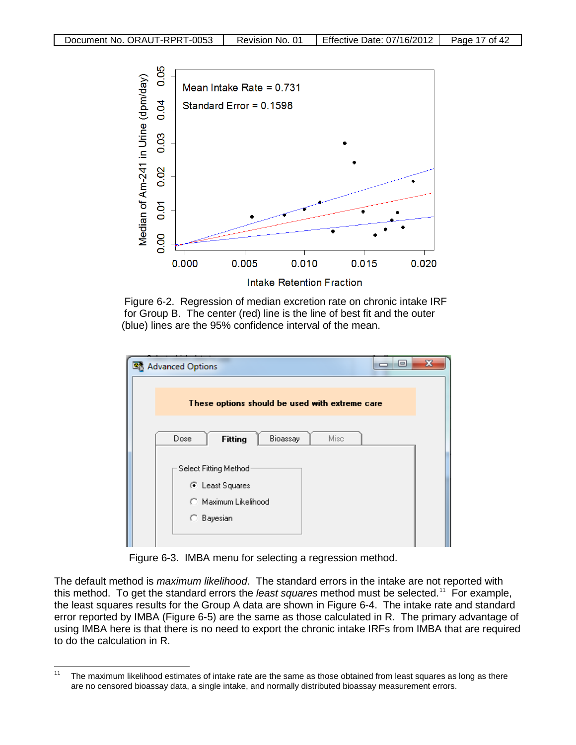Figure 6-2. Regression of median excretion rate on chronic intake IRF for Group B. The center (red) line is the line of best fit and the outer (blue) lines are the 95% confidence interval of the mean.

Figure 6-3. IMBA menu for selecting a regression method.

The default method is *maximum likelihood*. The standard errors in the intake are not reported with this method. To get the standard errors the *least squares* method must be selected.[11] For example, the least squares results for the Group A data are shown in Figure 6-4. The intake rate and standard error reported by IMBA (Figure 6-5) are the same as those calculated in R. The primary advantage of using IMBA here is that there is no need to export the chronic intake IRFs from IMBA that are required to do the calculation in R.

---

[11] The maximum likelihood estimates of intake rate are the same as those obtained from least squares as long as there are no censored bioassay data, a single intake, and normally distributed bioassay measurement errors.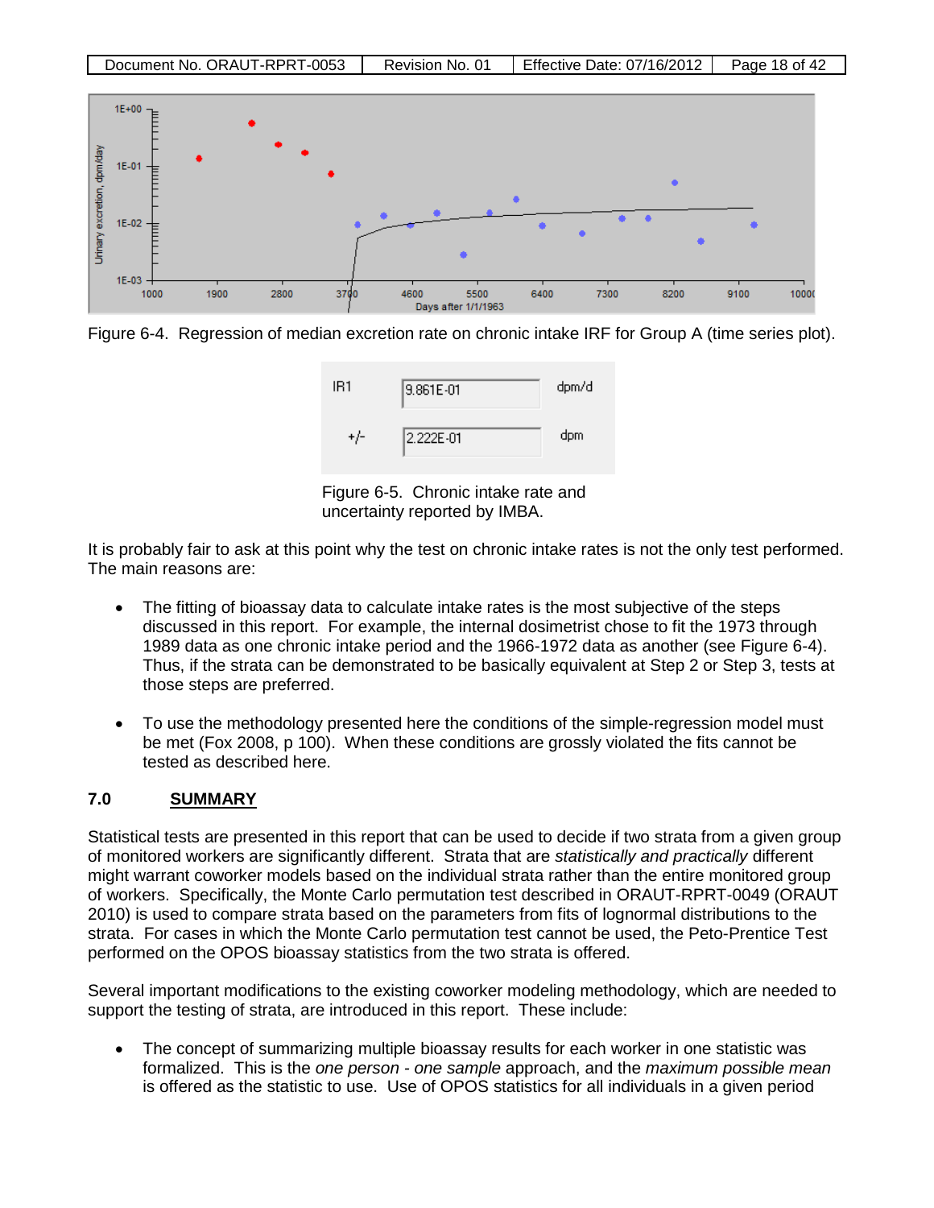Figure 6-4. Regression of median excretion rate on chronic intake IRF for Group A (time series plot).

| IR1 | 9.861E-01 | dpm/d |
|---|---|---|
| +/- | 2.222E-01 | dpm |

Figure 6-5. Chronic intake rate and uncertainty reported by IMBA.

It is probably fair to ask at this point why the test on chronic intake rates is not the only test performed. The main reasons are:

- The fitting of bioassay data to calculate intake rates is the most subjective of the steps discussed in this report. For example, the internal dosimetrist chose to fit the 1973 through 1989 data as one chronic intake period and the 1966-1972 data as another (see Figure 6-4). Thus, if the strata can be demonstrated to be basically equivalent at Step 2 or Step 3, tests at those steps are preferred.

- To use the methodology presented here the conditions of the simple-regression model must be met (Fox 2008, p 100). When these conditions are grossly violated the fits cannot be tested as described here.

## 7.0 SUMMARY

Statistical tests are presented in this report that can be used to decide if two strata from a given group of monitored workers are significantly different. Strata that are *statistically and practically* different might warrant coworker models based on the individual strata rather than the entire monitored group of workers. Specifically, the Monte Carlo permutation test described in ORAUT-RPRT-0049 (ORAUT 2010) is used to compare strata based on the parameters from fits of lognormal distributions to the strata. For cases in which the Monte Carlo permutation test cannot be used, the Peto-Prentice Test performed on the OPOS bioassay statistics from the two strata is offered.

Several important modifications to the existing coworker modeling methodology, which are needed to support the testing of strata, are introduced in this report. These include:

- The concept of summarizing multiple bioassay results for each worker in one statistic was formalized. This is the *one person - one sample* approach, and the *maximum possible mean* is offered as the statistic to use. Use of OPOS statistics for all individuals in a given period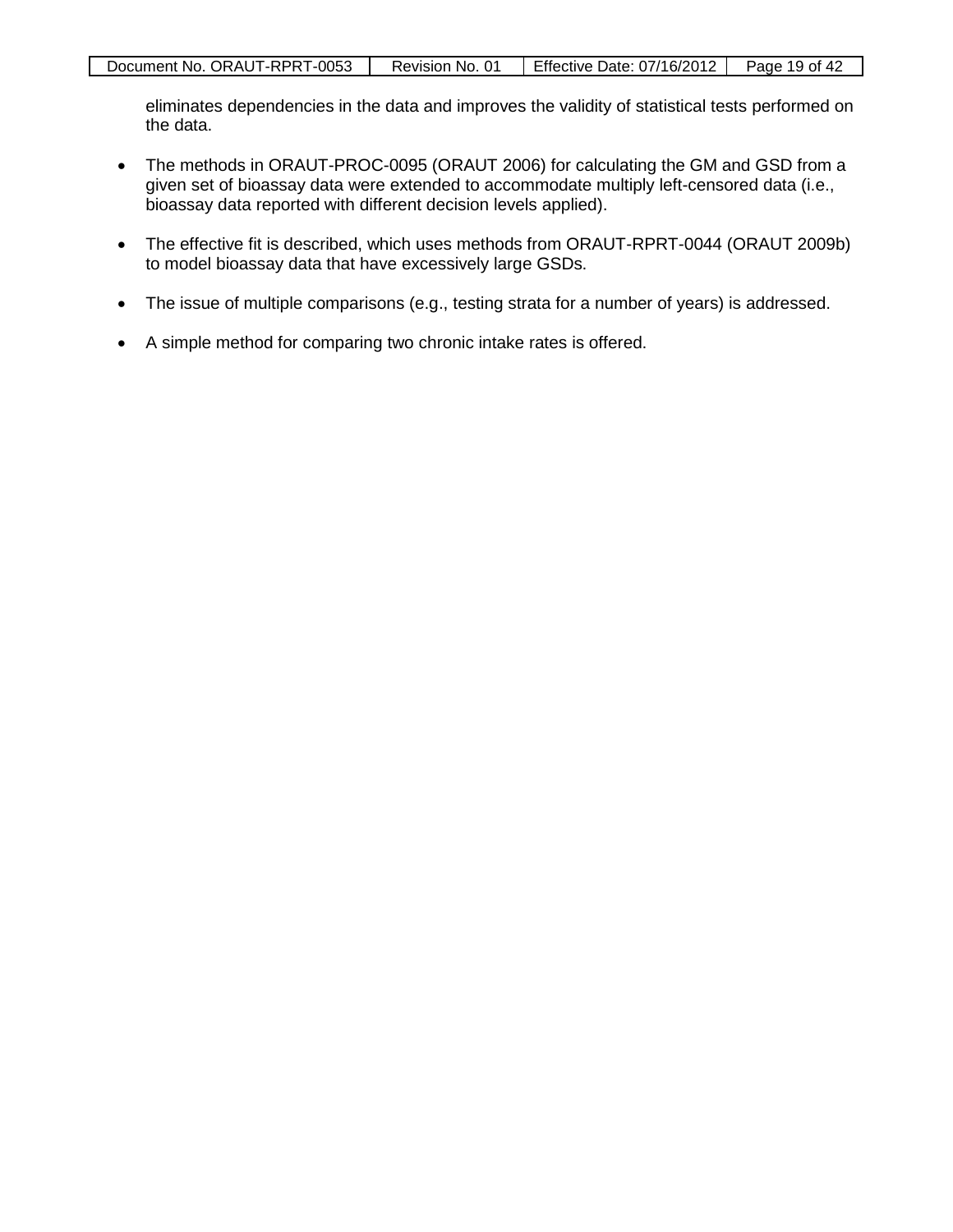eliminates dependencies in the data and improves the validity of statistical tests performed on the data.

- The methods in ORAUT-PROC-0095 (ORAUT 2006) for calculating the GM and GSD from a given set of bioassay data were extended to accommodate multiply left-censored data (i.e., bioassay data reported with different decision levels applied).

- The effective fit is described, which uses methods from ORAUT-RPRT-0044 (ORAUT 2009b) to model bioassay data that have excessively large GSDs.

- The issue of multiple comparisons (e.g., testing strata for a number of years) is addressed.

- A simple method for comparing two chronic intake rates is offered.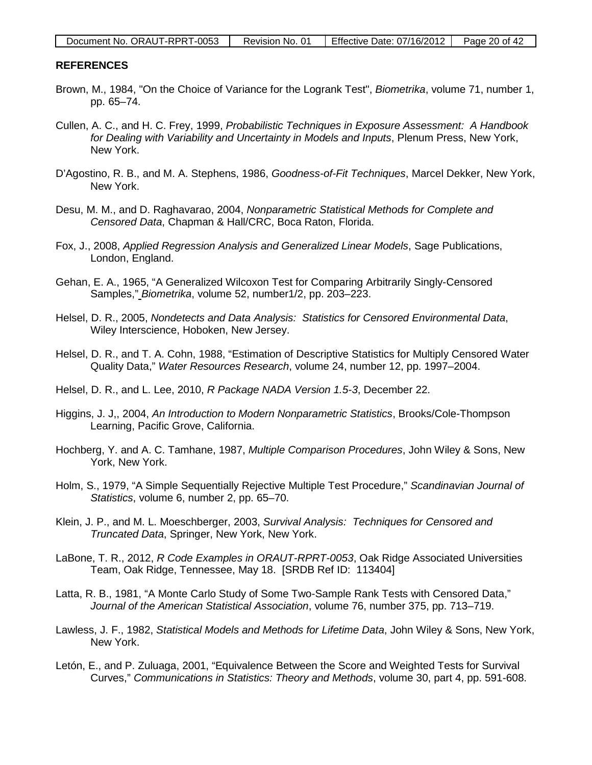## REFERENCES

Brown, M., 1984, "On the Choice of Variance for the Logrank Test", *Biometrika*, volume 71, number 1, pp. 65–74.

Cullen, A. C., and H. C. Frey, 1999, *Probabilistic Techniques in Exposure Assessment: A Handbook for Dealing with Variability and Uncertainty in Models and Inputs*, Plenum Press, New York, New York.

D'Agostino, R. B., and M. A. Stephens, 1986, *Goodness-of-Fit Techniques*, Marcel Dekker, New York, New York.

Desu, M. M., and D. Raghavarao, 2004, *Nonparametric Statistical Methods for Complete and Censored Data*, Chapman & Hall/CRC, Boca Raton, Florida.

Fox, J., 2008, *Applied Regression Analysis and Generalized Linear Models*, Sage Publications, London, England.

Gehan, E. A., 1965, "A Generalized Wilcoxon Test for Comparing Arbitrarily Singly-Censored Samples," *Biometrika*, volume 52, number1/2, pp. 203–223.

Helsel, D. R., 2005, *Nondetects and Data Analysis: Statistics for Censored Environmental Data*, Wiley Interscience, Hoboken, New Jersey.

Helsel, D. R., and T. A. Cohn, 1988, "Estimation of Descriptive Statistics for Multiply Censored Water Quality Data," *Water Resources Research*, volume 24, number 12, pp. 1997–2004.

Helsel, D. R., and L. Lee, 2010, *R Package NADA Version 1.5-3*, December 22.

Higgins, J. J,, 2004, *An Introduction to Modern Nonparametric Statistics*, Brooks/Cole-Thompson Learning, Pacific Grove, California.

Hochberg, Y. and A. C. Tamhane, 1987, *Multiple Comparison Procedures*, John Wiley & Sons, New York, New York.

Holm, S., 1979, "A Simple Sequentially Rejective Multiple Test Procedure," *Scandinavian Journal of Statistics*, volume 6, number 2, pp. 65–70.

Klein, J. P., and M. L. Moeschberger, 2003, *Survival Analysis: Techniques for Censored and Truncated Data*, Springer, New York, New York.

LaBone, T. R., 2012, *R Code Examples in ORAUT-RPRT-0053*, Oak Ridge Associated Universities Team, Oak Ridge, Tennessee, May 18. [SRDB Ref ID: 113404]

Latta, R. B., 1981, "A Monte Carlo Study of Some Two-Sample Rank Tests with Censored Data," *Journal of the American Statistical Association*, volume 76, number 375, pp. 713–719.

Lawless, J. F., 1982, *Statistical Models and Methods for Lifetime Data*, John Wiley & Sons, New York, New York.

Letón, E., and P. Zuluaga, 2001, "Equivalence Between the Score and Weighted Tests for Survival Curves," *Communications in Statistics: Theory and Methods*, volume 30, part 4, pp. 591-608.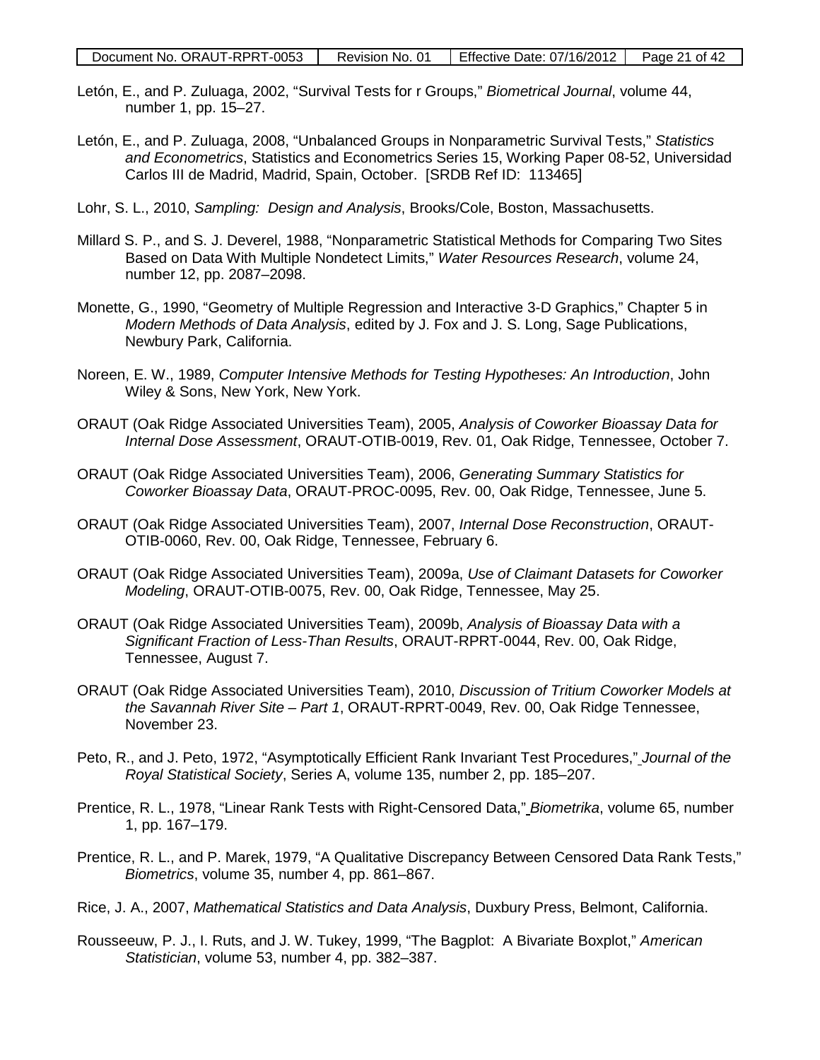Letón, E., and P. Zuluaga, 2002, "Survival Tests for r Groups," *Biometrical Journal*, volume 44, number 1, pp. 15–27.

Letón, E., and P. Zuluaga, 2008, "Unbalanced Groups in Nonparametric Survival Tests," *Statistics and Econometrics*, Statistics and Econometrics Series 15, Working Paper 08-52, Universidad Carlos III de Madrid, Madrid, Spain, October. [SRDB Ref ID: 113465]

Lohr, S. L., 2010, *Sampling: Design and Analysis*, Brooks/Cole, Boston, Massachusetts.

Millard S. P., and S. J. Deverel, 1988, "Nonparametric Statistical Methods for Comparing Two Sites Based on Data With Multiple Nondetect Limits," *Water Resources Research*, volume 24, number 12, pp. 2087–2098.

Monette, G., 1990, "Geometry of Multiple Regression and Interactive 3-D Graphics," Chapter 5 in *Modern Methods of Data Analysis*, edited by J. Fox and J. S. Long, Sage Publications, Newbury Park, California.

Noreen, E. W., 1989, *Computer Intensive Methods for Testing Hypotheses: An Introduction*, John Wiley & Sons, New York, New York.

ORAUT (Oak Ridge Associated Universities Team), 2005, *Analysis of Coworker Bioassay Data for Internal Dose Assessment*, ORAUT-OTIB-0019, Rev. 01, Oak Ridge, Tennessee, October 7.

ORAUT (Oak Ridge Associated Universities Team), 2006, *Generating Summary Statistics for Coworker Bioassay Data*, ORAUT-PROC-0095, Rev. 00, Oak Ridge, Tennessee, June 5.

ORAUT (Oak Ridge Associated Universities Team), 2007, *Internal Dose Reconstruction*, ORAUT-OTIB-0060, Rev. 00, Oak Ridge, Tennessee, February 6.

ORAUT (Oak Ridge Associated Universities Team), 2009a, *Use of Claimant Datasets for Coworker Modeling*, ORAUT-OTIB-0075, Rev. 00, Oak Ridge, Tennessee, May 25.

ORAUT (Oak Ridge Associated Universities Team), 2009b, *Analysis of Bioassay Data with a Significant Fraction of Less-Than Results*, ORAUT-RPRT-0044, Rev. 00, Oak Ridge, Tennessee, August 7.

ORAUT (Oak Ridge Associated Universities Team), 2010, *Discussion of Tritium Coworker Models at the Savannah River Site – Part 1*, ORAUT-RPRT-0049, Rev. 00, Oak Ridge Tennessee, November 23.

Peto, R., and J. Peto, 1972, "Asymptotically Efficient Rank Invariant Test Procedures," *Journal of the Royal Statistical Society*, Series A, volume 135, number 2, pp. 185–207.

Prentice, R. L., 1978, "Linear Rank Tests with Right-Censored Data," *Biometrika*, volume 65, number 1, pp. 167–179.

Prentice, R. L., and P. Marek, 1979, "A Qualitative Discrepancy Between Censored Data Rank Tests," *Biometrics*, volume 35, number 4, pp. 861–867.

Rice, J. A., 2007, *Mathematical Statistics and Data Analysis*, Duxbury Press, Belmont, California.

Rousseeuw, P. J., I. Ruts, and J. W. Tukey, 1999, "The Bagplot: A Bivariate Boxplot," *American Statistician*, volume 53, number 4, pp. 382–387.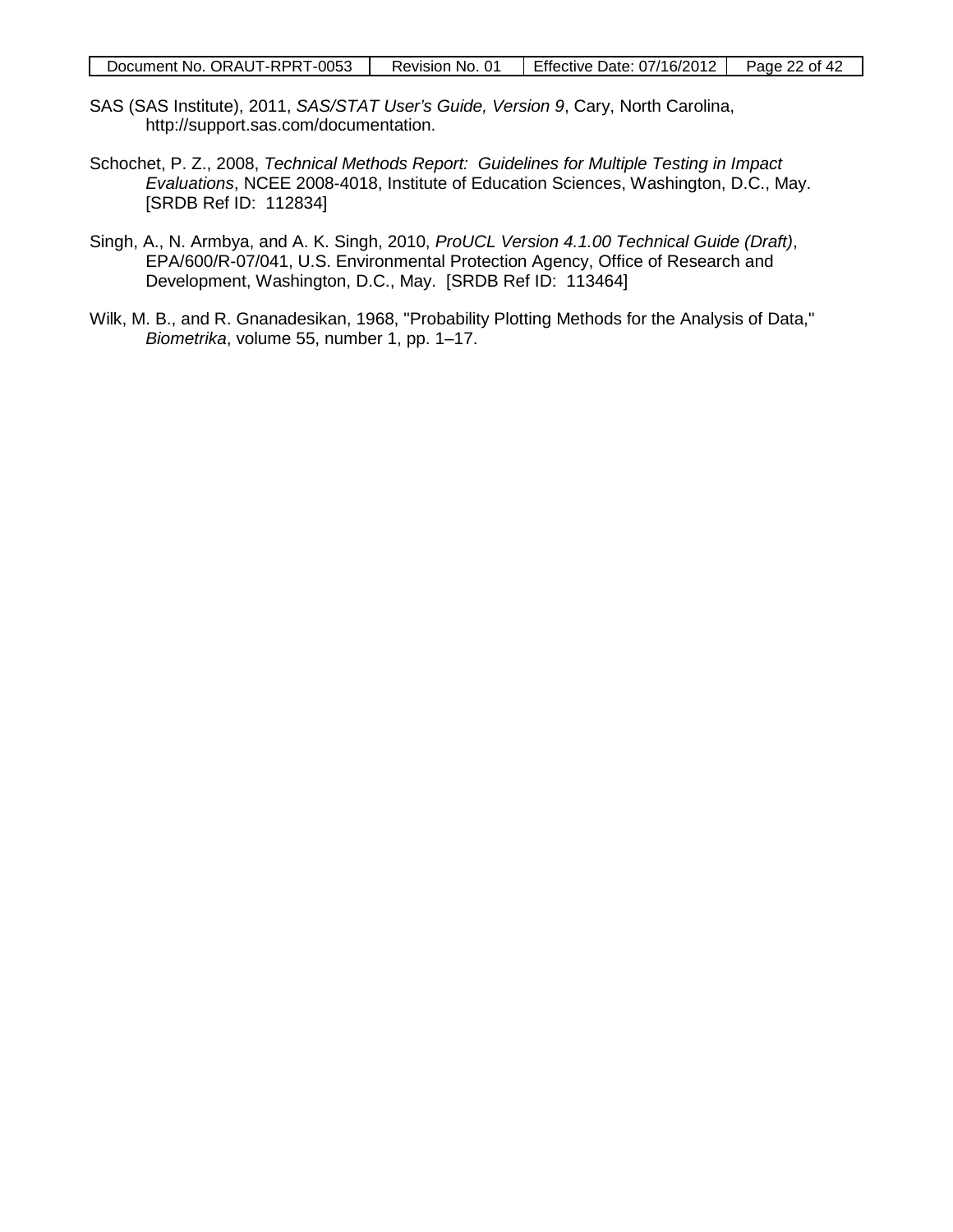SAS (SAS Institute), 2011, *SAS/STAT User's Guide, Version 9*, Cary, North Carolina, http://support.sas.com/documentation.

Schochet, P. Z., 2008, *Technical Methods Report: Guidelines for Multiple Testing in Impact Evaluations*, NCEE 2008-4018, Institute of Education Sciences, Washington, D.C., May. [SRDB Ref ID: 112834]

Singh, A., N. Armbya, and A. K. Singh, 2010, *ProUCL Version 4.1.00 Technical Guide (Draft)*, EPA/600/R-07/041, U.S. Environmental Protection Agency, Office of Research and Development, Washington, D.C., May. [SRDB Ref ID: 113464]

Wilk, M. B., and R. Gnanadesikan, 1968, "Probability Plotting Methods for the Analysis of Data," *Biometrika*, volume 55, number 1, pp. 1–17.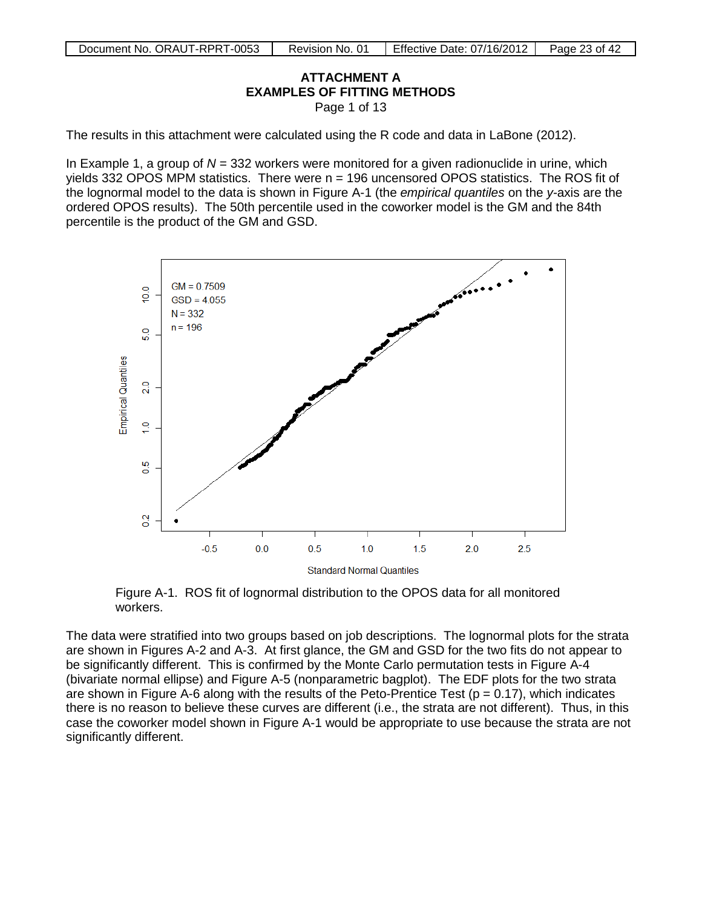## ATTACHMENT A
## EXAMPLES OF FITTING METHODS

Page 1 of 13

The results in this attachment were calculated using the R code and data in LaBone (2012).

In Example 1, a group of $N = 332$ workers were monitored for a given radionuclide in urine, which yields 332 OPOS MPM statistics. There were n = 196 uncensored OPOS statistics. The ROS fit of the lognormal model to the data is shown in Figure A-1 (the *empirical quantiles* on the *y*-axis are the ordered OPOS results). The 50th percentile used in the coworker model is the GM and the 84th percentile is the product of the GM and GSD.

Figure A-1. ROS fit of lognormal distribution to the OPOS data for all monitored workers.

The data were stratified into two groups based on job descriptions. The lognormal plots for the strata are shown in Figures A-2 and A-3. At first glance, the GM and GSD for the two fits do not appear to be significantly different. This is confirmed by the Monte Carlo permutation tests in Figure A-4 (bivariate normal ellipse) and Figure A-5 (nonparametric bagplot). The EDF plots for the two strata are shown in Figure A-6 along with the results of the Peto-Prentice Test ($p = 0.17$), which indicates there is no reason to believe these curves are different (i.e., the strata are not different). Thus, in this case the coworker model shown in Figure A-1 would be appropriate to use because the strata are not significantly different.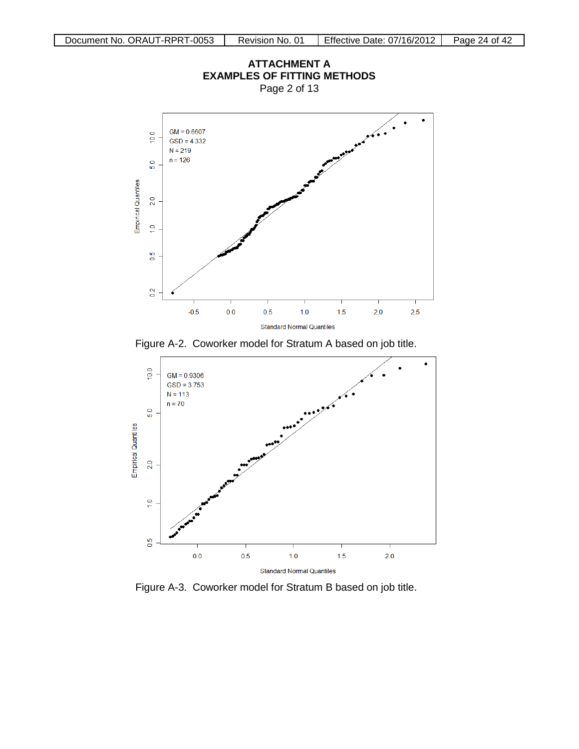# ATTACHMENT A
## EXAMPLES OF FITTING METHODS
Page 2 of 13

GM = 0.6607
GSD = 4.332
N = 219
n = 126

Figure A-2. Coworker model for Stratum A based on job title.

GM = 0.9306
GSD = 3.753
N = 113
n = 70

Figure A-3. Coworker model for Stratum B based on job title.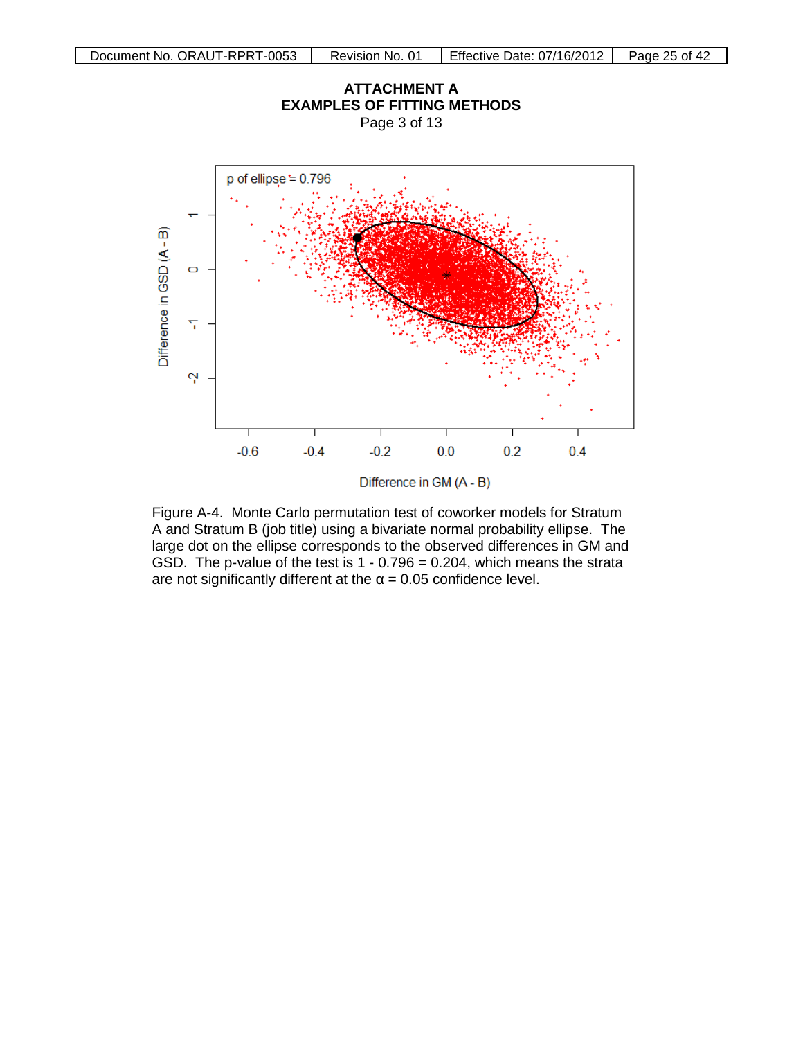**ATTACHMENT A**
**EXAMPLES OF FITTING METHODS**
Page 3 of 13

Figure A-4. Monte Carlo permutation test of coworker models for Stratum A and Stratum B (job title) using a bivariate normal probability ellipse. The large dot on the ellipse corresponds to the observed differences in GM and GSD. The p-value of the test is 1 - 0.796 = 0.204, which means the strata are not significantly different at the $\alpha = 0.05$ confidence level.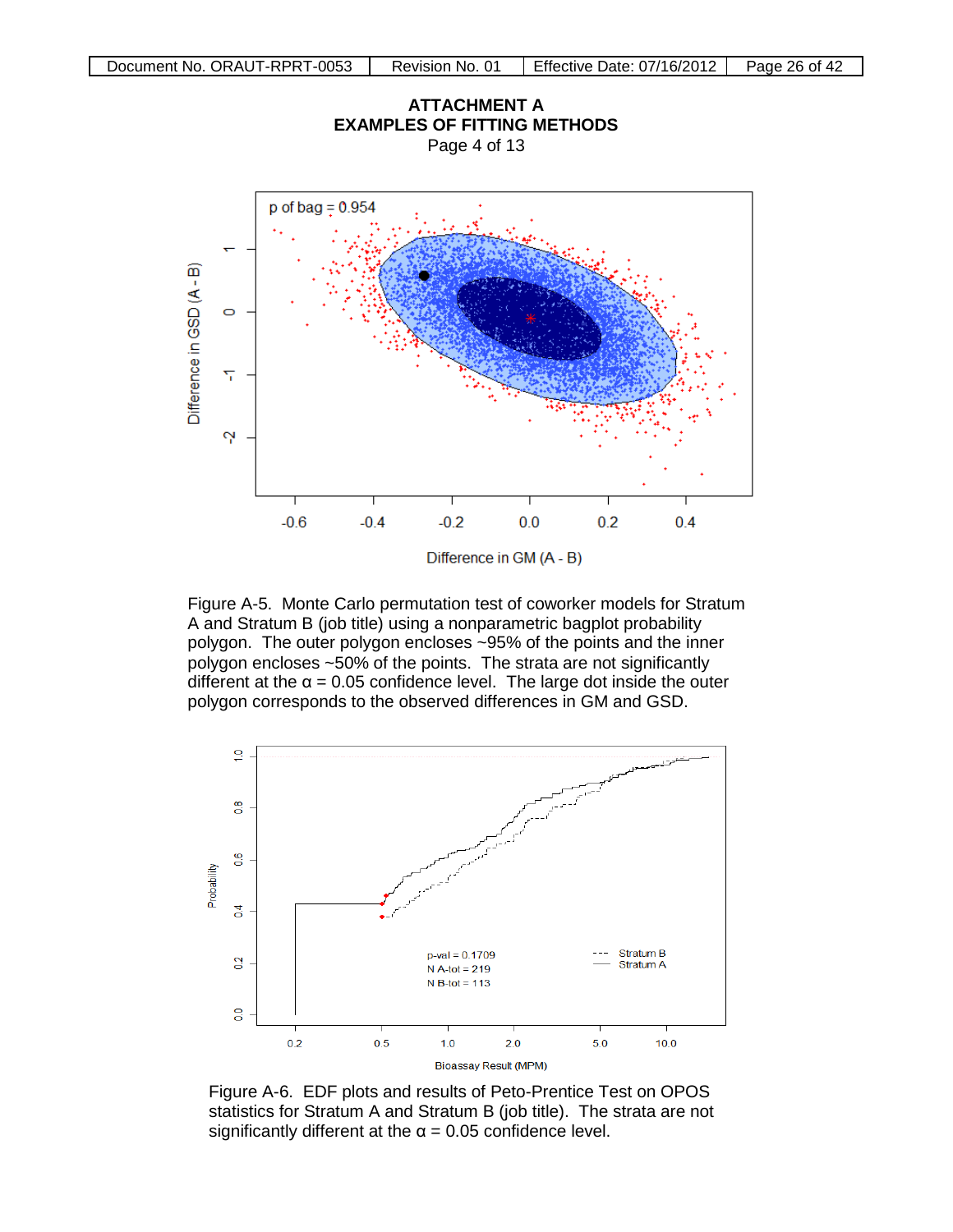## ATTACHMENT A
## EXAMPLES OF FITTING METHODS

Page 4 of 13

Figure A-5. Monte Carlo permutation test of coworker models for Stratum A and Stratum B (job title) using a nonparametric bagplot probability polygon. The outer polygon encloses ~95% of the points and the inner polygon encloses ~50% of the points. The strata are not significantly different at the α = 0.05 confidence level. The large dot inside the outer polygon corresponds to the observed differences in GM and GSD.

Figure A-6. EDF plots and results of Peto-Prentice Test on OPOS statistics for Stratum A and Stratum B (job title). The strata are not significantly different at the α = 0.05 confidence level.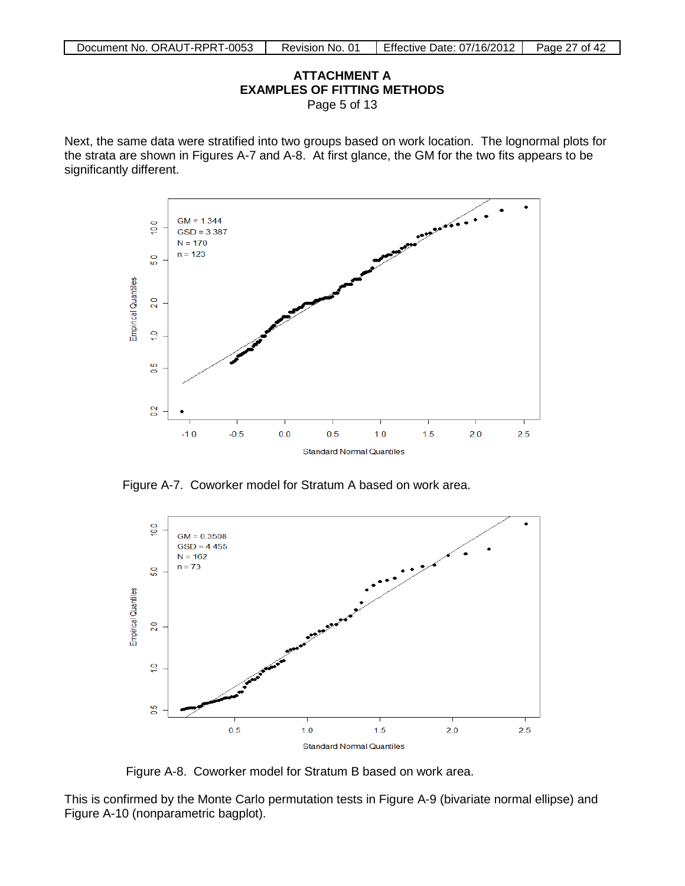**ATTACHMENT A**
**EXAMPLES OF FITTING METHODS**
Page 5 of 13

Next, the same data were stratified into two groups based on work location. The lognormal plots for the strata are shown in Figures A-7 and A-8. At first glance, the GM for the two fits appears to be significantly different.

Figure A-7. Coworker model for Stratum A based on work area.

Figure A-8. Coworker model for Stratum B based on work area.

This is confirmed by the Monte Carlo permutation tests in Figure A-9 (bivariate normal ellipse) and Figure A-10 (nonparametric bagplot).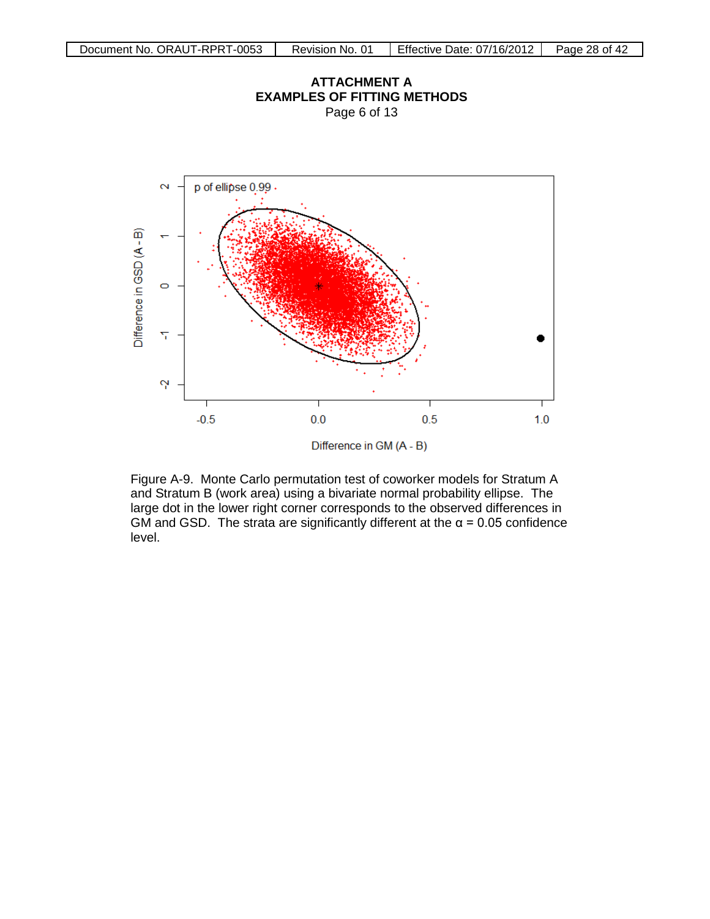**ATTACHMENT A**
**EXAMPLES OF FITTING METHODS**
Page 6 of 13

Figure A-9. Monte Carlo permutation test of coworker models for Stratum A and Stratum B (work area) using a bivariate normal probability ellipse. The large dot in the lower right corner corresponds to the observed differences in GM and GSD. The strata are significantly different at the $\alpha = 0.05$ confidence level.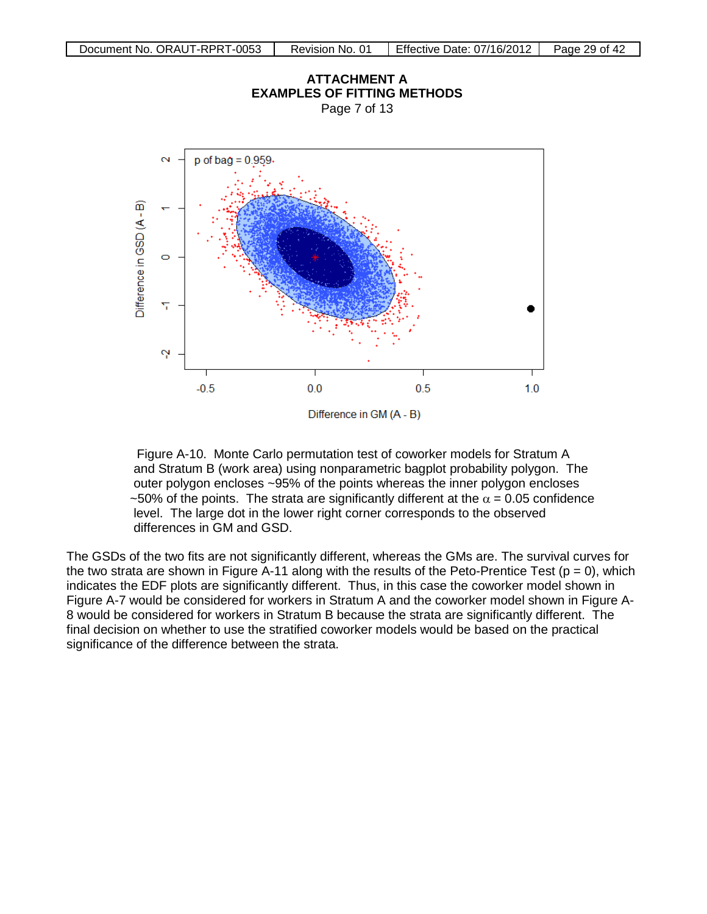## ATTACHMENT A
## EXAMPLES OF FITTING METHODS

Page 7 of 13

Figure A-10. Monte Carlo permutation test of coworker models for Stratum A and Stratum B (work area) using nonparametric bagplot probability polygon. The outer polygon encloses ~95% of the points whereas the inner polygon encloses ~50% of the points. The strata are significantly different at the $\alpha = 0.05$ confidence level. The large dot in the lower right corner corresponds to the observed differences in GM and GSD.

The GSDs of the two fits are not significantly different, whereas the GMs are. The survival curves for the two strata are shown in Figure A-11 along with the results of the Peto-Prentice Test ($p = 0$), which indicates the EDF plots are significantly different. Thus, in this case the coworker model shown in Figure A-7 would be considered for workers in Stratum A and the coworker model shown in Figure A-8 would be considered for workers in Stratum B because the strata are significantly different. The final decision on whether to use the stratified coworker models would be based on the practical significance of the difference between the strata.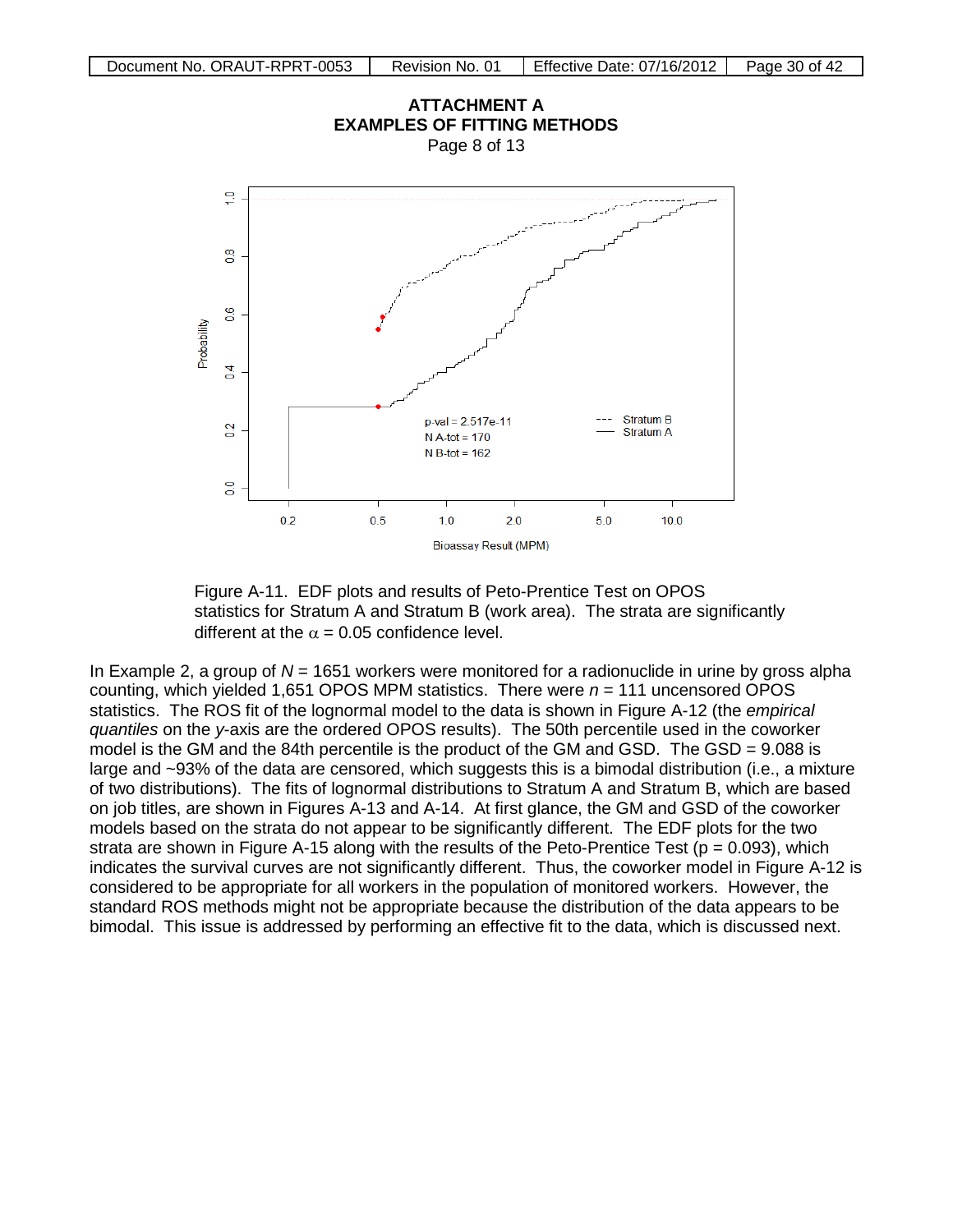**ATTACHMENT A**
**EXAMPLES OF FITTING METHODS**
Page 8 of 13

Figure A-11. EDF plots and results of Peto-Prentice Test on OPOS statistics for Stratum A and Stratum B (work area). The strata are significantly different at the $\alpha$ = 0.05 confidence level.

In Example 2, a group of $N$ = 1651 workers were monitored for a radionuclide in urine by gross alpha counting, which yielded 1,651 OPOS MPM statistics. There were $n$ = 111 uncensored OPOS statistics. The ROS fit of the lognormal model to the data is shown in Figure A-12 (the *empirical quantiles* on the *y*-axis are the ordered OPOS results). The 50th percentile used in the coworker model is the GM and the 84th percentile is the product of the GM and GSD. The GSD = 9.088 is large and ~93% of the data are censored, which suggests this is a bimodal distribution (i.e., a mixture of two distributions). The fits of lognormal distributions to Stratum A and Stratum B, which are based on job titles, are shown in Figures A-13 and A-14. At first glance, the GM and GSD of the coworker models based on the strata do not appear to be significantly different. The EDF plots for the two strata are shown in Figure A-15 along with the results of the Peto-Prentice Test (p = 0.093), which indicates the survival curves are not significantly different. Thus, the coworker model in Figure A-12 is considered to be appropriate for all workers in the population of monitored workers. However, the standard ROS methods might not be appropriate because the distribution of the data appears to be bimodal. This issue is addressed by performing an effective fit to the data, which is discussed next.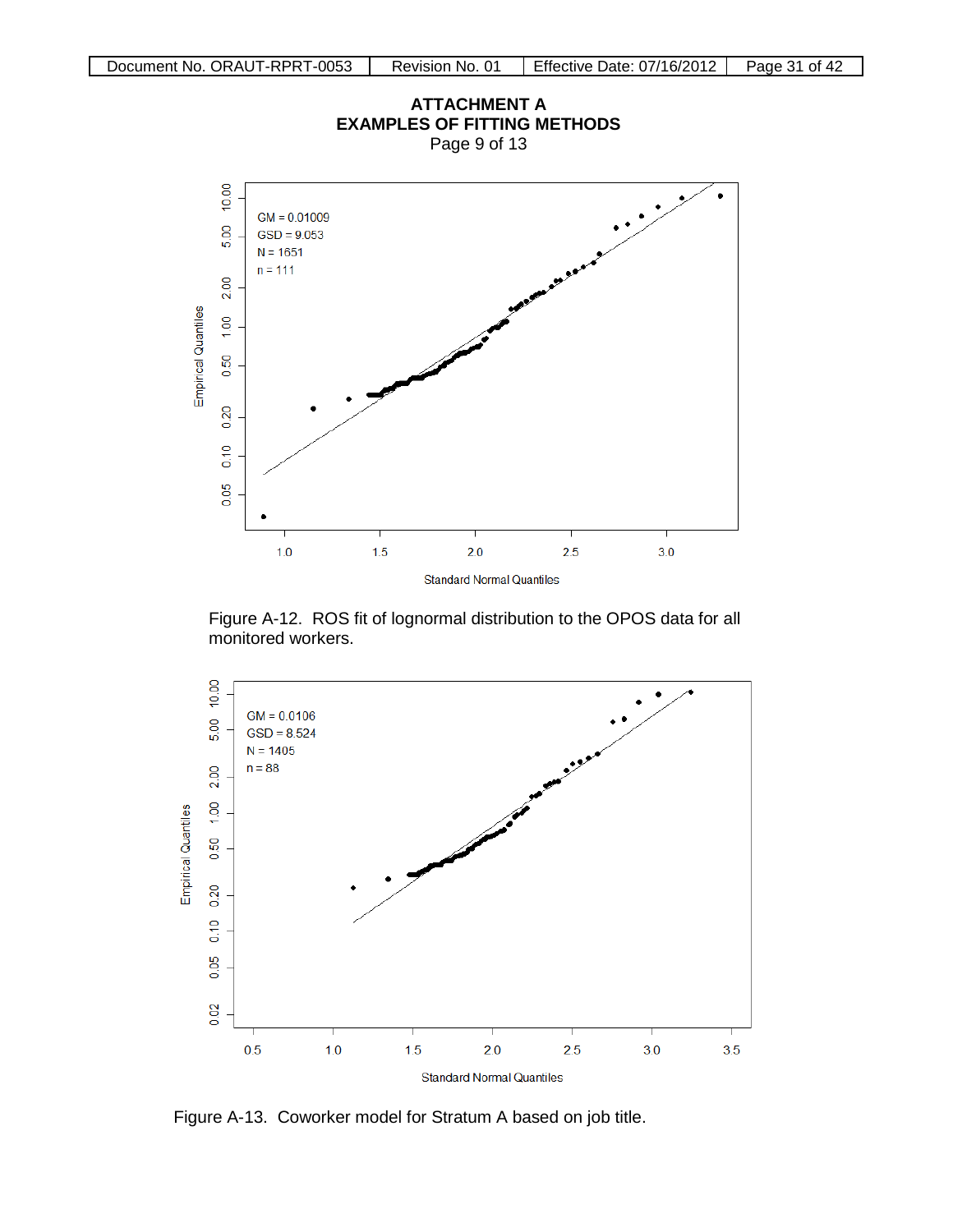# ATTACHMENT A
## EXAMPLES OF FITTING METHODS
Page 9 of 13

GM = 0.01009
GSD = 9.053
N = 1651
n = 111

Figure A-12. ROS fit of lognormal distribution to the OPOS data for all monitored workers.

GM = 0.0106
GSD = 8.524
N = 1405
n = 88

Figure A-13. Coworker model for Stratum A based on job title.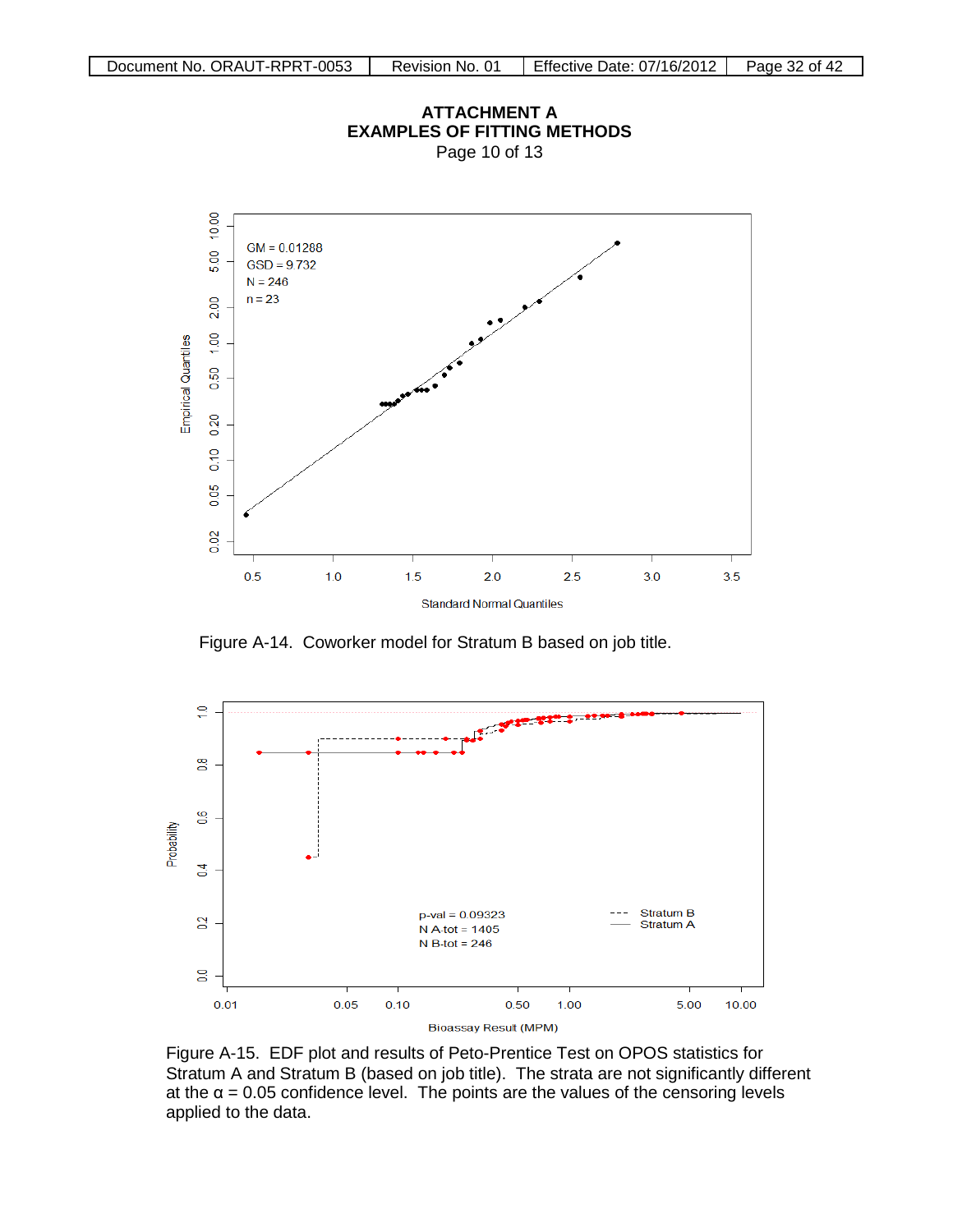# ATTACHMENT A
# EXAMPLES OF FITTING METHODS

Page 10 of 13

Figure A-14. Coworker model for Stratum B based on job title.

Figure A-15. EDF plot and results of Peto-Prentice Test on OPOS statistics for Stratum A and Stratum B (based on job title). The strata are not significantly different at the $\alpha = 0.05$ confidence level. The points are the values of the censoring levels applied to the data.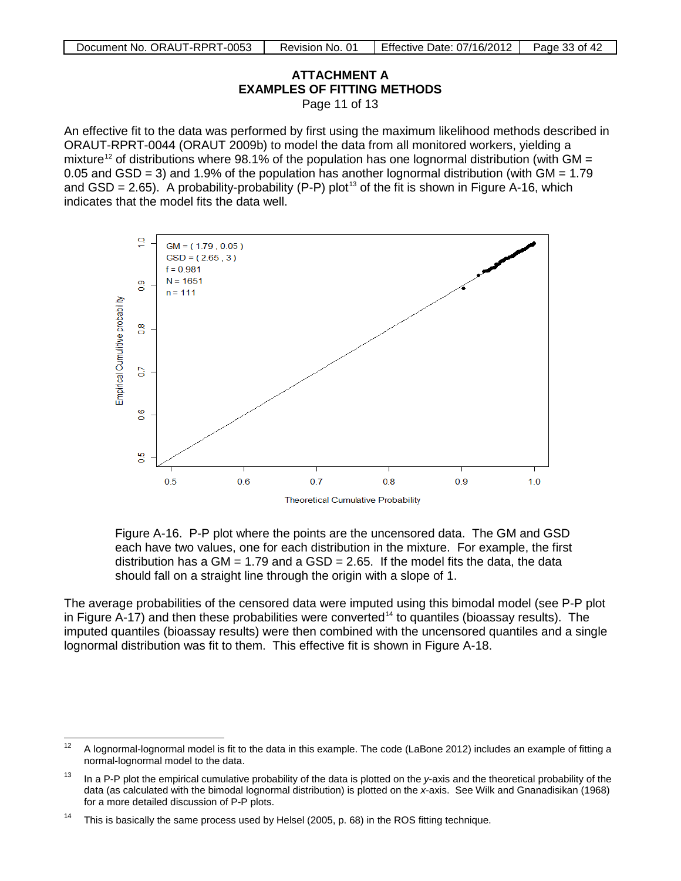## ATTACHMENT A
## EXAMPLES OF FITTING METHODS

Page 11 of 13

An effective fit to the data was performed by first using the maximum likelihood methods described in ORAUT-RPRT-0044 (ORAUT 2009b) to model the data from all monitored workers, yielding a mixture[12] of distributions where 98.1% of the population has one lognormal distribution (with GM = 0.05 and GSD = 3) and 1.9% of the population has another lognormal distribution (with GM = 1.79 and GSD = 2.65). A probability-probability (P-P) plot[13] of the fit is shown in Figure A-16, which indicates that the model fits the data well.

Figure A-16. P-P plot where the points are the uncensored data. The GM and GSD each have two values, one for each distribution in the mixture. For example, the first distribution has a GM = 1.79 and a GSD = 2.65. If the model fits the data, the data should fall on a straight line through the origin with a slope of 1.

The average probabilities of the censored data were imputed using this bimodal model (see P-P plot in Figure A-17) and then these probabilities were converted[14] to quantiles (bioassay results). The imputed quantiles (bioassay results) were then combined with the uncensored quantiles and a single lognormal distribution was fit to them. This effective fit is shown in Figure A-18.

---

[12] A lognormal-lognormal model is fit to the data in this example. The code (LaBone 2012) includes an example of fitting a normal-lognormal model to the data.

[13] In a P-P plot the empirical cumulative probability of the data is plotted on the *y*-axis and the theoretical probability of the data (as calculated with the bimodal lognormal distribution) is plotted on the *x*-axis. See Wilk and Gnanadisikan (1968) for a more detailed discussion of P-P plots.

[14] This is basically the same process used by Helsel (2005, p. 68) in the ROS fitting technique.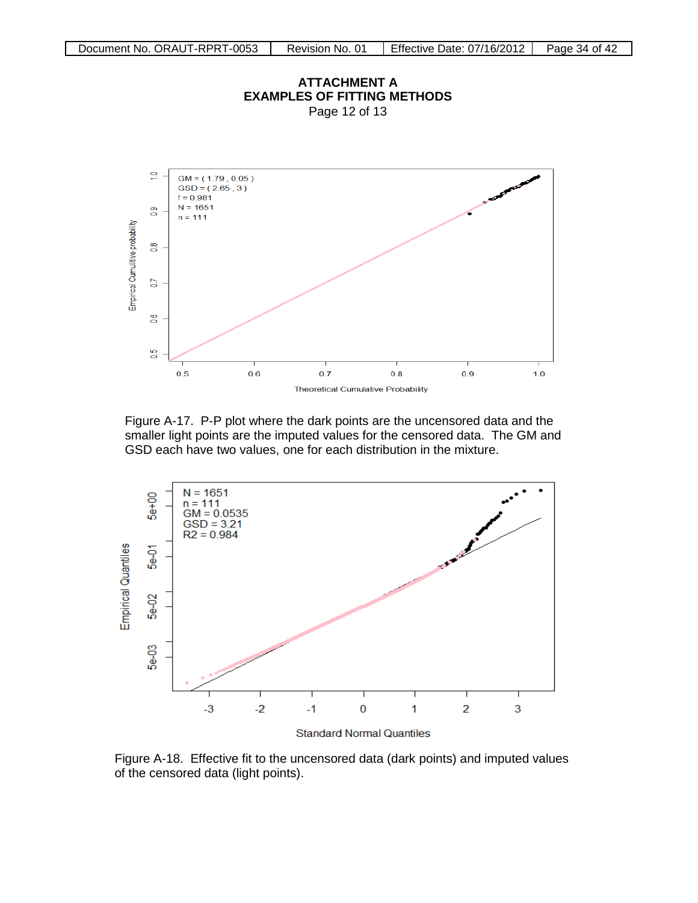**ATTACHMENT A**
**EXAMPLES OF FITTING METHODS**
Page 12 of 13

Figure A-17. P-P plot where the dark points are the uncensored data and the smaller light points are the imputed values for the censored data. The GM and GSD each have two values, one for each distribution in the mixture.

Figure A-18. Effective fit to the uncensored data (dark points) and imputed values of the censored data (light points).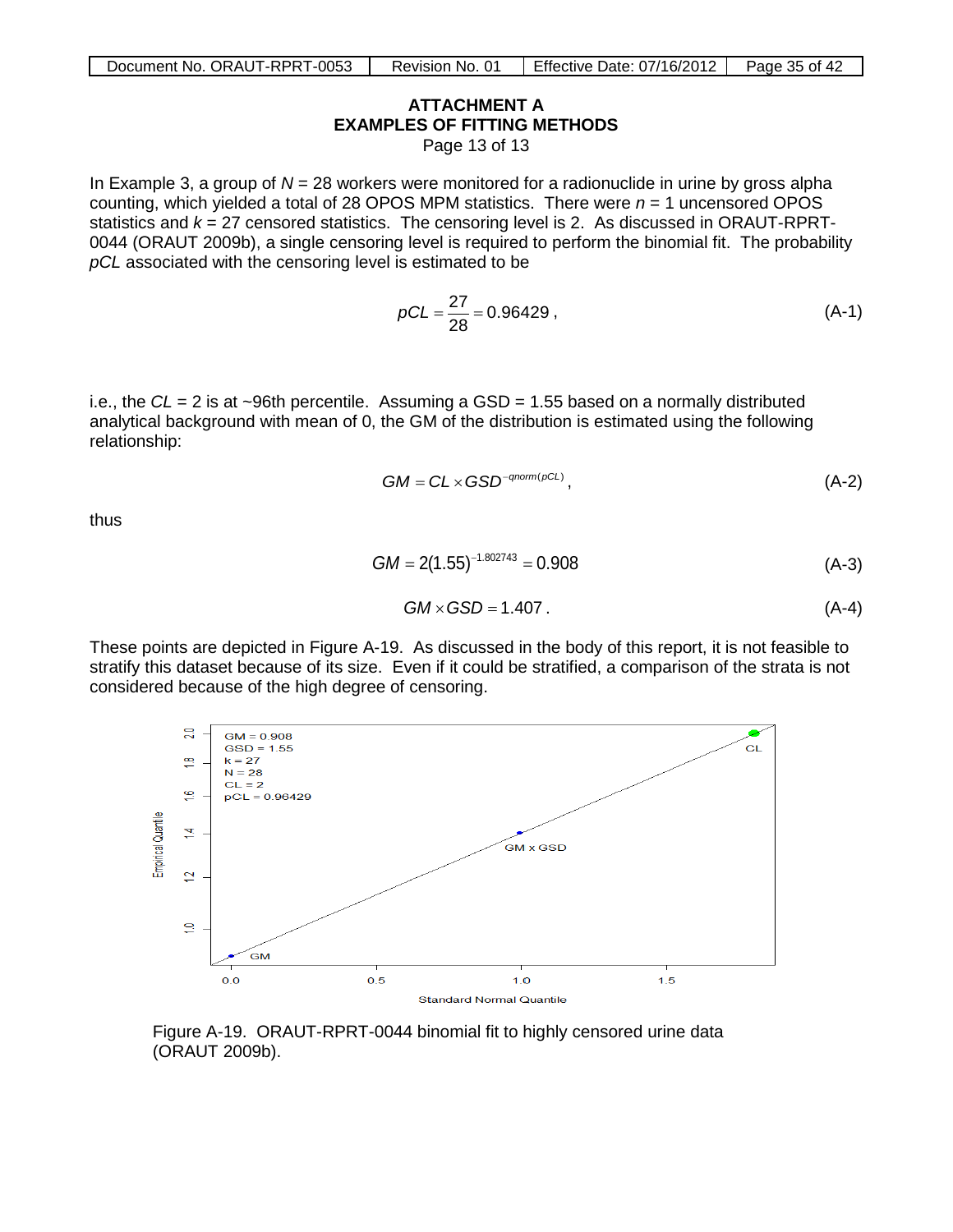## ATTACHMENT A
## EXAMPLES OF FITTING METHODS

Page 13 of 13

In Example 3, a group of $N$ = 28 workers were monitored for a radionuclide in urine by gross alpha counting, which yielded a total of 28 OPOS MPM statistics. There were $n$ = 1 uncensored OPOS statistics and $k$ = 27 censored statistics. The censoring level is 2. As discussed in ORAUT-RPRT-0044 (ORAUT 2009b), a single censoring level is required to perform the binomial fit. The probability *pCL* associated with the censoring level is estimated to be

$$pCL = \frac{27}{28} = 0.96429\,, \tag{A-1}$$

i.e., the $CL$ = 2 is at ~96th percentile. Assuming a GSD = 1.55 based on a normally distributed analytical background with mean of 0, the GM of the distribution is estimated using the following relationship:

$$GM = CL \times GSD^{-qnorm(pCL)}\,, \tag{A-2}$$

thus

$$GM = 2(1.55)^{-1.802743} = 0.908 \tag{A-3}$$

$$GM \times GSD = 1.407\,. \tag{A-4}$$

These points are depicted in Figure A-19. As discussed in the body of this report, it is not feasible to stratify this dataset because of its size. Even if it could be stratified, a comparison of the strata is not considered because of the high degree of censoring.

Figure A-19. ORAUT-RPRT-0044 binomial fit to highly censored urine data (ORAUT 2009b).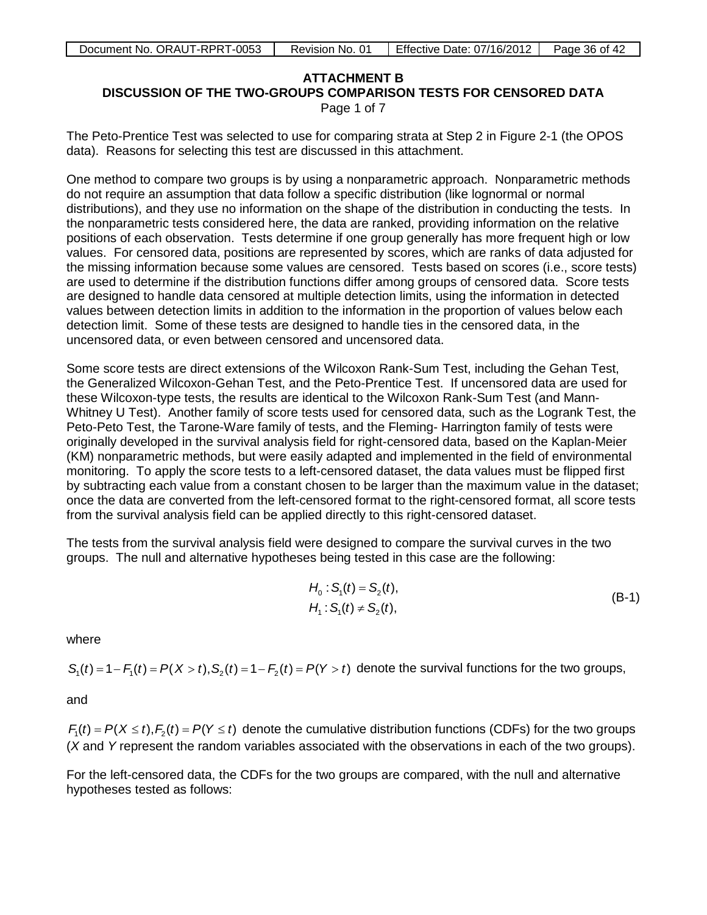## ATTACHMENT B
## DISCUSSION OF THE TWO-GROUPS COMPARISON TESTS FOR CENSORED DATA

Page 1 of 7

The Peto-Prentice Test was selected to use for comparing strata at Step 2 in Figure 2-1 (the OPOS data). Reasons for selecting this test are discussed in this attachment.

One method to compare two groups is by using a nonparametric approach. Nonparametric methods do not require an assumption that data follow a specific distribution (like lognormal or normal distributions), and they use no information on the shape of the distribution in conducting the tests. In the nonparametric tests considered here, the data are ranked, providing information on the relative positions of each observation. Tests determine if one group generally has more frequent high or low values. For censored data, positions are represented by scores, which are ranks of data adjusted for the missing information because some values are censored. Tests based on scores (i.e., score tests) are used to determine if the distribution functions differ among groups of censored data. Score tests are designed to handle data censored at multiple detection limits, using the information in detected values between detection limits in addition to the information in the proportion of values below each detection limit. Some of these tests are designed to handle ties in the censored data, in the uncensored data, or even between censored and uncensored data.

Some score tests are direct extensions of the Wilcoxon Rank-Sum Test, including the Gehan Test, the Generalized Wilcoxon-Gehan Test, and the Peto-Prentice Test. If uncensored data are used for these Wilcoxon-type tests, the results are identical to the Wilcoxon Rank-Sum Test (and Mann-Whitney U Test). Another family of score tests used for censored data, such as the Logrank Test, the Peto-Peto Test, the Tarone-Ware family of tests, and the Fleming- Harrington family of tests were originally developed in the survival analysis field for right-censored data, based on the Kaplan-Meier (KM) nonparametric methods, but were easily adapted and implemented in the field of environmental monitoring. To apply the score tests to a left-censored dataset, the data values must be flipped first by subtracting each value from a constant chosen to be larger than the maximum value in the dataset; once the data are converted from the left-censored format to the right-censored format, all score tests from the survival analysis field can be applied directly to this right-censored dataset.

The tests from the survival analysis field were designed to compare the survival curves in the two groups. The null and alternative hypotheses being tested in this case are the following:

$$H_0 : S_1(t) = S_2(t),$$
$$H_1 : S_1(t) \neq S_2(t), \tag{B-1}$$

where

$S_1(t) = 1 - F_1(t) = P(X > t), S_2(t) = 1 - F_2(t) = P(Y > t)$ denote the survival functions for the two groups,

and

$F_1(t) = P(X \leq t), F_2(t) = P(Y \leq t)$ denote the cumulative distribution functions (CDFs) for the two groups (*X* and *Y* represent the random variables associated with the observations in each of the two groups).

For the left-censored data, the CDFs for the two groups are compared, with the null and alternative hypotheses tested as follows: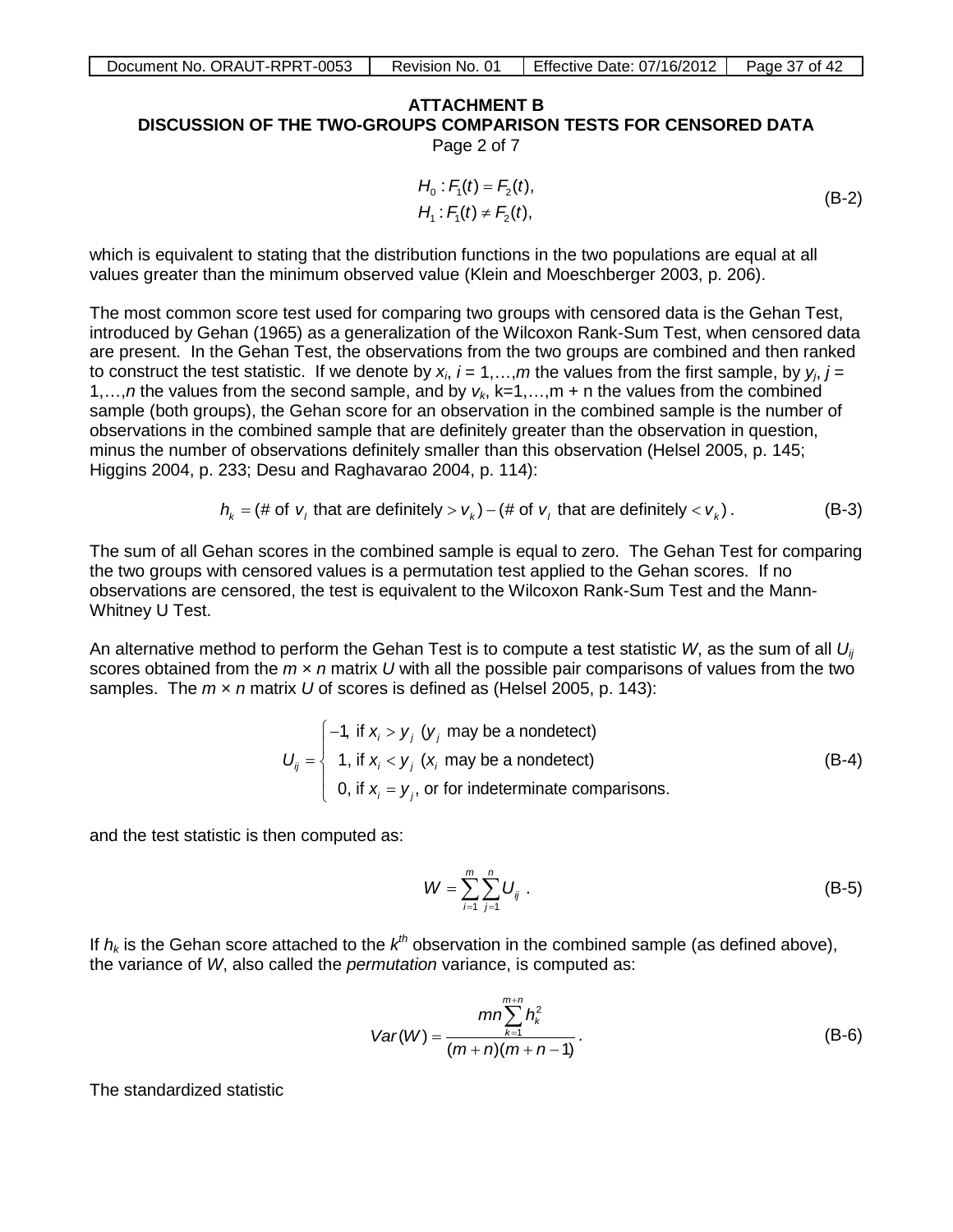**ATTACHMENT B**
**DISCUSSION OF THE TWO-GROUPS COMPARISON TESTS FOR CENSORED DATA**
Page 2 of 7

$$
\begin{aligned}
H_0 &: F_1(t) = F_2(t), \\
H_1 &: F_1(t) \neq F_2(t),
\end{aligned}
\tag{B-2}
$$

which is equivalent to stating that the distribution functions in the two populations are equal at all values greater than the minimum observed value (Klein and Moeschberger 2003, p. 206).

The most common score test used for comparing two groups with censored data is the Gehan Test, introduced by Gehan (1965) as a generalization of the Wilcoxon Rank-Sum Test, when censored data are present. In the Gehan Test, the observations from the two groups are combined and then ranked to construct the test statistic. If we denote by $x_i$, $i = 1,\ldots,m$ the values from the first sample, by $y_j$, $j = 1,\ldots,n$ the values from the second sample, and by $v_k$, $k=1,\ldots,m + n$ the values from the combined sample (both groups), the Gehan score for an observation in the combined sample is the number of observations in the combined sample that are definitely greater than the observation in question, minus the number of observations definitely smaller than this observation (Helsel 2005, p. 145; Higgins 2004, p. 233; Desu and Raghavarao 2004, p. 114):

$$
h_k = (\text{\# of } v_l \text{ that are definitely} > v_k) - (\text{\# of } v_l \text{ that are definitely} < v_k)\,. \tag{B-3}
$$

The sum of all Gehan scores in the combined sample is equal to zero. The Gehan Test for comparing the two groups with censored values is a permutation test applied to the Gehan scores. If no observations are censored, the test is equivalent to the Wilcoxon Rank-Sum Test and the Mann-Whitney U Test.

An alternative method to perform the Gehan Test is to compute a test statistic $W$, as the sum of all $U_{ij}$ scores obtained from the $m \times n$ matrix $U$ with all the possible pair comparisons of values from the two samples. The $m \times n$ matrix $U$ of scores is defined as (Helsel 2005, p. 143):

$$
U_{ij} = \begin{cases} -1, \text{ if } x_i > y_j \ (y_j \text{ may be a nondetect}) \\ \ \ 1, \text{ if } x_i < y_j \ (x_i \text{ may be a nondetect}) \\ \ \ 0, \text{ if } x_i = y_j, \text{ or for indeterminate comparisons.} \end{cases} \tag{B-4}
$$

and the test statistic is then computed as:

$$
W = \sum_{i=1}^{m}\sum_{j=1}^{n} U_{ij}\ . \tag{B-5}
$$

If $h_k$ is the Gehan score attached to the $k^{th}$ observation in the combined sample (as defined above), the variance of $W$, also called the *permutation* variance, is computed as:

$$
Var(W) = \frac{mn\sum_{k=1}^{m+n} h_k^2}{(m+n)(m+n-1)}\,. \tag{B-6}
$$

The standardized statistic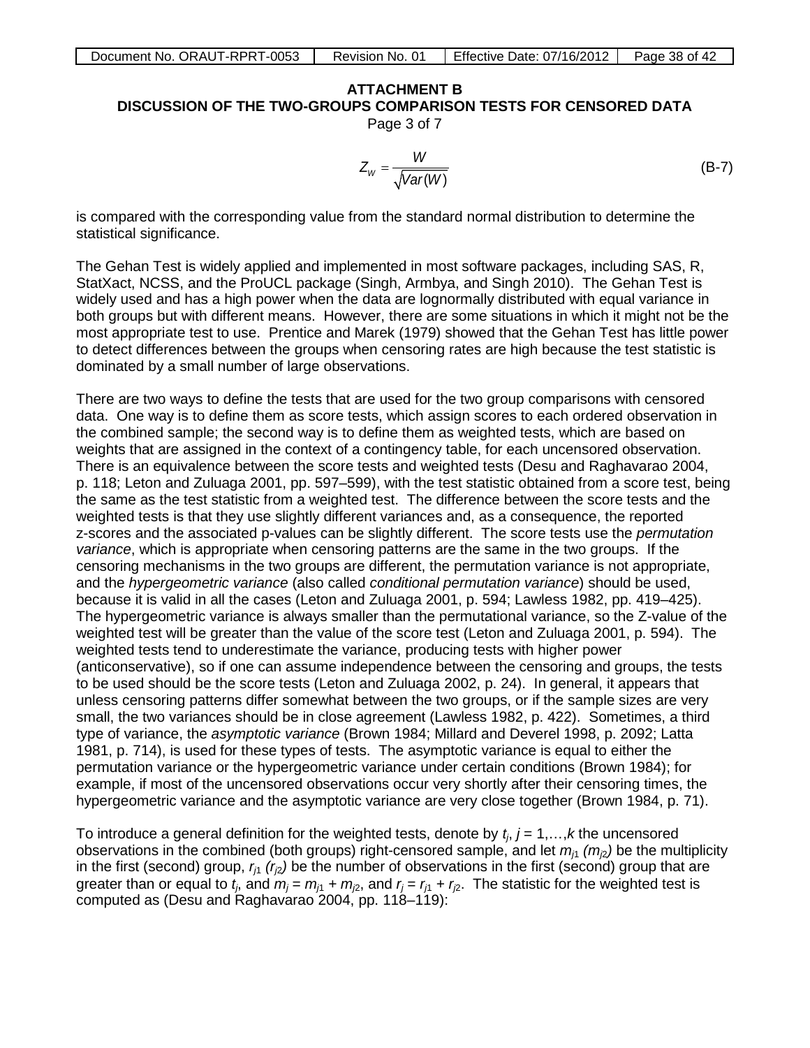## ATTACHMENT B
## DISCUSSION OF THE TWO-GROUPS COMPARISON TESTS FOR CENSORED DATA

Page 3 of 7

$$Z_W = \frac{W}{\sqrt{Var(W)}} \tag{B-7}$$

is compared with the corresponding value from the standard normal distribution to determine the statistical significance.

The Gehan Test is widely applied and implemented in most software packages, including SAS, R, StatXact, NCSS, and the ProUCL package (Singh, Armbya, and Singh 2010). The Gehan Test is widely used and has a high power when the data are lognormally distributed with equal variance in both groups but with different means. However, there are some situations in which it might not be the most appropriate test to use. Prentice and Marek (1979) showed that the Gehan Test has little power to detect differences between the groups when censoring rates are high because the test statistic is dominated by a small number of large observations.

There are two ways to define the tests that are used for the two group comparisons with censored data. One way is to define them as score tests, which assign scores to each ordered observation in the combined sample; the second way is to define them as weighted tests, which are based on weights that are assigned in the context of a contingency table, for each uncensored observation. There is an equivalence between the score tests and weighted tests (Desu and Raghavarao 2004, p. 118; Leton and Zuluaga 2001, pp. 597–599), with the test statistic obtained from a score test, being the same as the test statistic from a weighted test. The difference between the score tests and the weighted tests is that they use slightly different variances and, as a consequence, the reported z-scores and the associated p-values can be slightly different. The score tests use the *permutation variance*, which is appropriate when censoring patterns are the same in the two groups. If the censoring mechanisms in the two groups are different, the permutation variance is not appropriate, and the *hypergeometric variance* (also called *conditional permutation variance*) should be used, because it is valid in all the cases (Leton and Zuluaga 2001, p. 594; Lawless 1982, pp. 419–425). The hypergeometric variance is always smaller than the permutational variance, so the Z-value of the weighted test will be greater than the value of the score test (Leton and Zuluaga 2001, p. 594). The weighted tests tend to underestimate the variance, producing tests with higher power (anticonservative), so if one can assume independence between the censoring and groups, the tests to be used should be the score tests (Leton and Zuluaga 2002, p. 24). In general, it appears that unless censoring patterns differ somewhat between the two groups, or if the sample sizes are very small, the two variances should be in close agreement (Lawless 1982, p. 422). Sometimes, a third type of variance, the *asymptotic variance* (Brown 1984; Millard and Deverel 1998, p. 2092; Latta 1981, p. 714), is used for these types of tests. The asymptotic variance is equal to either the permutation variance or the hypergeometric variance under certain conditions (Brown 1984); for example, if most of the uncensored observations occur very shortly after their censoring times, the hypergeometric variance and the asymptotic variance are very close together (Brown 1984, p. 71).

To introduce a general definition for the weighted tests, denote by $t_j$, $j = 1,\ldots,k$ the uncensored observations in the combined (both groups) right-censored sample, and let $m_{j1}$ ($m_{j2}$) be the multiplicity in the first (second) group, $r_{j1}$ ($r_{j2}$) be the number of observations in the first (second) group that are greater than or equal to $t_j$, and $m_j = m_{j1} + m_{j2}$, and $r_j = r_{j1} + r_{j2}$. The statistic for the weighted test is computed as (Desu and Raghavarao 2004, pp. 118–119):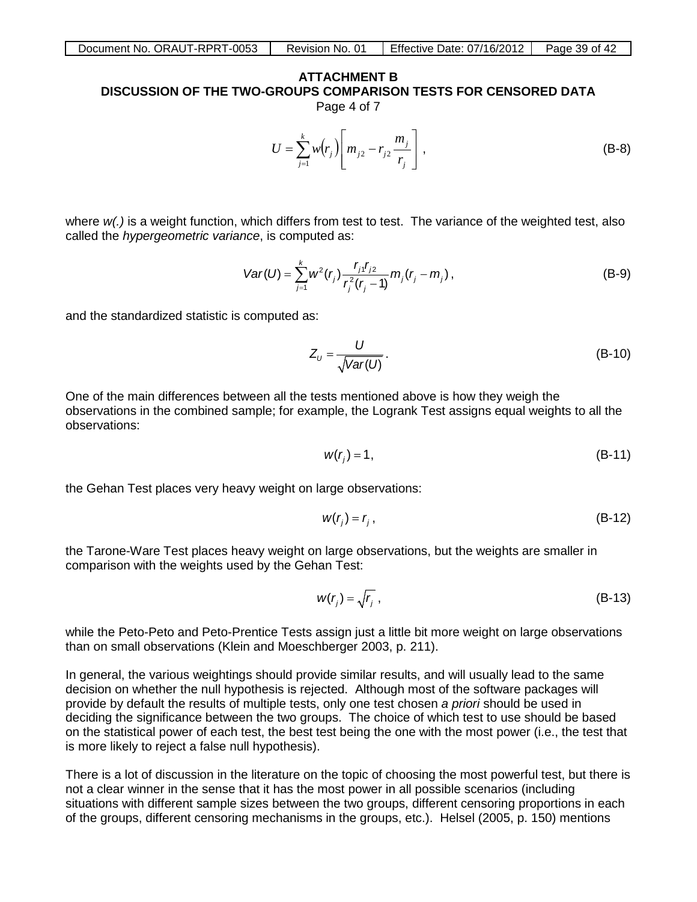## ATTACHMENT B
## DISCUSSION OF THE TWO-GROUPS COMPARISON TESTS FOR CENSORED DATA

Page 4 of 7

$$U = \sum_{j=1}^{k} w(r_j) \left[ m_{j2} - r_{j2} \frac{m_j}{r_j} \right] , \tag{B-8}$$

where *w(.)* is a weight function, which differs from test to test. The variance of the weighted test, also called the *hypergeometric variance*, is computed as:

$$Var(U) = \sum_{j=1}^{k} w^2(r_j) \frac{r_{j1} r_{j2}}{r_j^2 (r_j - 1)} m_j (r_j - m_j) , \tag{B-9}$$

and the standardized statistic is computed as:

$$Z_U = \frac{U}{\sqrt{Var(U)}} . \tag{B-10}$$

One of the main differences between all the tests mentioned above is how they weigh the observations in the combined sample; for example, the Logrank Test assigns equal weights to all the observations:

$$w(r_j) = 1, \tag{B-11}$$

the Gehan Test places very heavy weight on large observations:

$$w(r_j) = r_j , \tag{B-12}$$

the Tarone-Ware Test places heavy weight on large observations, but the weights are smaller in comparison with the weights used by the Gehan Test:

$$w(r_j) = \sqrt{r_j} , \tag{B-13}$$

while the Peto-Peto and Peto-Prentice Tests assign just a little bit more weight on large observations than on small observations (Klein and Moeschberger 2003, p. 211).

In general, the various weightings should provide similar results, and will usually lead to the same decision on whether the null hypothesis is rejected. Although most of the software packages will provide by default the results of multiple tests, only one test chosen *a priori* should be used in deciding the significance between the two groups. The choice of which test to use should be based on the statistical power of each test, the best test being the one with the most power (i.e., the test that is more likely to reject a false null hypothesis).

There is a lot of discussion in the literature on the topic of choosing the most powerful test, but there is not a clear winner in the sense that it has the most power in all possible scenarios (including situations with different sample sizes between the two groups, different censoring proportions in each of the groups, different censoring mechanisms in the groups, etc.). Helsel (2005, p. 150) mentions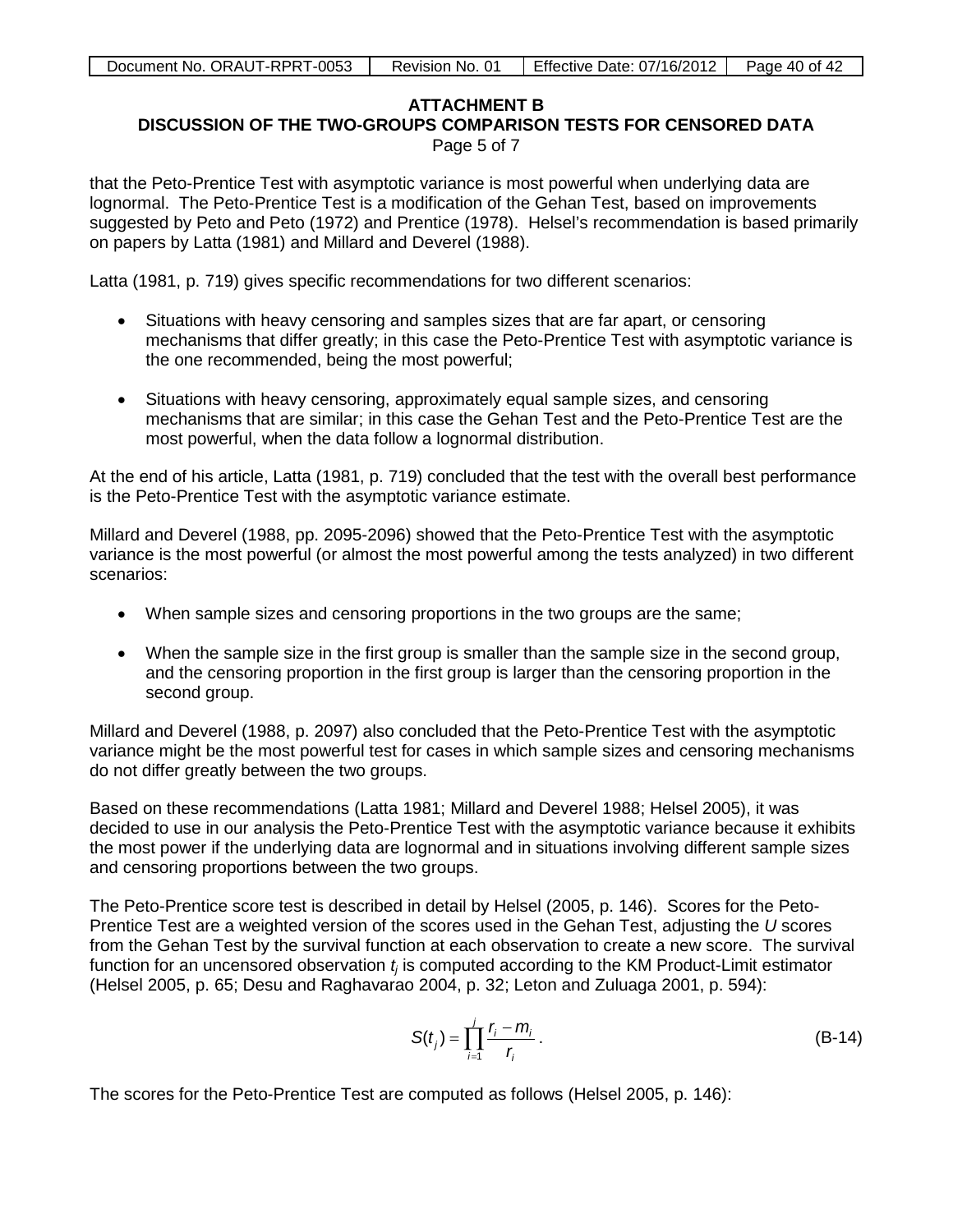## ATTACHMENT B
## DISCUSSION OF THE TWO-GROUPS COMPARISON TESTS FOR CENSORED DATA

Page 5 of 7

that the Peto-Prentice Test with asymptotic variance is most powerful when underlying data are lognormal. The Peto-Prentice Test is a modification of the Gehan Test, based on improvements suggested by Peto and Peto (1972) and Prentice (1978). Helsel's recommendation is based primarily on papers by Latta (1981) and Millard and Deverel (1988).

Latta (1981, p. 719) gives specific recommendations for two different scenarios:

- Situations with heavy censoring and samples sizes that are far apart, or censoring mechanisms that differ greatly; in this case the Peto-Prentice Test with asymptotic variance is the one recommended, being the most powerful;
- Situations with heavy censoring, approximately equal sample sizes, and censoring mechanisms that are similar; in this case the Gehan Test and the Peto-Prentice Test are the most powerful, when the data follow a lognormal distribution.

At the end of his article, Latta (1981, p. 719) concluded that the test with the overall best performance is the Peto-Prentice Test with the asymptotic variance estimate.

Millard and Deverel (1988, pp. 2095-2096) showed that the Peto-Prentice Test with the asymptotic variance is the most powerful (or almost the most powerful among the tests analyzed) in two different scenarios:

- When sample sizes and censoring proportions in the two groups are the same;
- When the sample size in the first group is smaller than the sample size in the second group, and the censoring proportion in the first group is larger than the censoring proportion in the second group.

Millard and Deverel (1988, p. 2097) also concluded that the Peto-Prentice Test with the asymptotic variance might be the most powerful test for cases in which sample sizes and censoring mechanisms do not differ greatly between the two groups.

Based on these recommendations (Latta 1981; Millard and Deverel 1988; Helsel 2005), it was decided to use in our analysis the Peto-Prentice Test with the asymptotic variance because it exhibits the most power if the underlying data are lognormal and in situations involving different sample sizes and censoring proportions between the two groups.

The Peto-Prentice score test is described in detail by Helsel (2005, p. 146). Scores for the Peto-Prentice Test are a weighted version of the scores used in the Gehan Test, adjusting the *U* scores from the Gehan Test by the survival function at each observation to create a new score. The survival function for an uncensored observation $t_j$ is computed according to the KM Product-Limit estimator (Helsel 2005, p. 65; Desu and Raghavarao 2004, p. 32; Leton and Zuluaga 2001, p. 594):

$$S(t_j) = \prod_{i=1}^{j} \frac{r_i - m_i}{r_i} \,. \tag{B-14}$$

The scores for the Peto-Prentice Test are computed as follows (Helsel 2005, p. 146):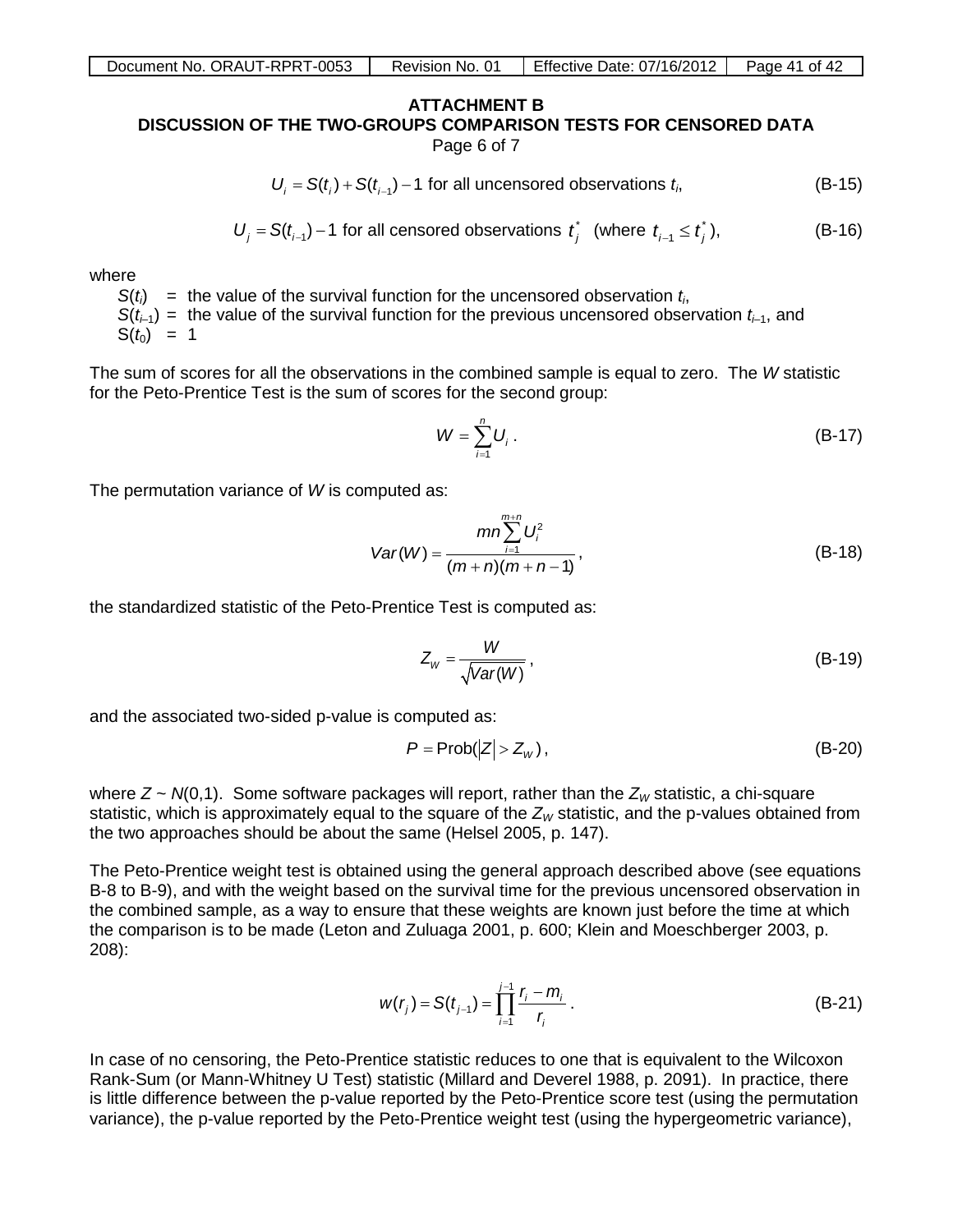**ATTACHMENT B**
**DISCUSSION OF THE TWO-GROUPS COMPARISON TESTS FOR CENSORED DATA**
Page 6 of 7

$$U_i = S(t_i) + S(t_{i-1}) - 1 \text{ for all uncensored observations } t_i, \tag{B-15}$$

$$U_j = S(t_{i-1}) - 1 \text{ for all censored observations } t_j^* \text{ (where } t_{i-1} \le t_j^*\text{)}, \tag{B-16}$$

where

$S(t_i)$ = the value of the survival function for the uncensored observation $t_i$,
$S(t_{i-1})$ = the value of the survival function for the previous uncensored observation $t_{i-1}$, and
$S(t_0)$ = 1

The sum of scores for all the observations in the combined sample is equal to zero. The *W* statistic for the Peto-Prentice Test is the sum of scores for the second group:

$$W = \sum_{i=1}^{n} U_i \,. \tag{B-17}$$

The permutation variance of *W* is computed as:

$$Var(W) = \frac{mn \sum_{i=1}^{m+n} U_i^2}{(m+n)(m+n-1)}, \tag{B-18}$$

the standardized statistic of the Peto-Prentice Test is computed as:

$$Z_W = \frac{W}{\sqrt{Var(W)}}, \tag{B-19}$$

and the associated two-sided p-value is computed as:

$$P = \text{Prob}(|Z| > Z_W), \tag{B-20}$$

where $Z \sim N(0,1)$. Some software packages will report, rather than the $Z_W$ statistic, a chi-square statistic, which is approximately equal to the square of the $Z_W$ statistic, and the p-values obtained from the two approaches should be about the same (Helsel 2005, p. 147).

The Peto-Prentice weight test is obtained using the general approach described above (see equations B-8 to B-9), and with the weight based on the survival time for the previous uncensored observation in the combined sample, as a way to ensure that these weights are known just before the time at which the comparison is to be made (Leton and Zuluaga 2001, p. 600; Klein and Moeschberger 2003, p. 208):

$$w(r_j) = S(t_{j-1}) = \prod_{i=1}^{j-1} \frac{r_i - m_i}{r_i} \,. \tag{B-21}$$

In case of no censoring, the Peto-Prentice statistic reduces to one that is equivalent to the Wilcoxon Rank-Sum (or Mann-Whitney U Test) statistic (Millard and Deverel 1988, p. 2091). In practice, there is little difference between the p-value reported by the Peto-Prentice score test (using the permutation variance), the p-value reported by the Peto-Prentice weight test (using the hypergeometric variance),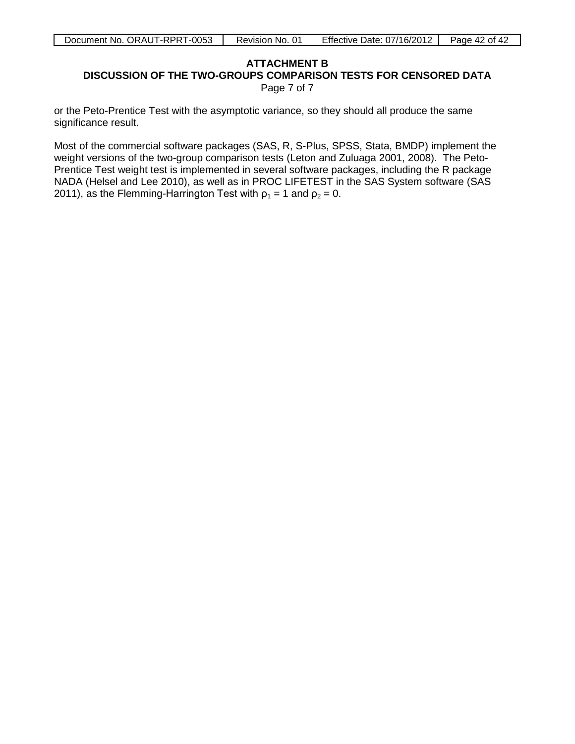**ATTACHMENT B**
**DISCUSSION OF THE TWO-GROUPS COMPARISON TESTS FOR CENSORED DATA**
Page 7 of 7

or the Peto-Prentice Test with the asymptotic variance, so they should all produce the same significance result.

Most of the commercial software packages (SAS, R, S-Plus, SPSS, Stata, BMDP) implement the weight versions of the two-group comparison tests (Leton and Zuluaga 2001, 2008). The Peto-Prentice Test weight test is implemented in several software packages, including the R package NADA (Helsel and Lee 2010), as well as in PROC LIFETEST in the SAS System software (SAS 2011), as the Flemming-Harrington Test with $\rho_1 = 1$ and $\rho_2 = 0$.